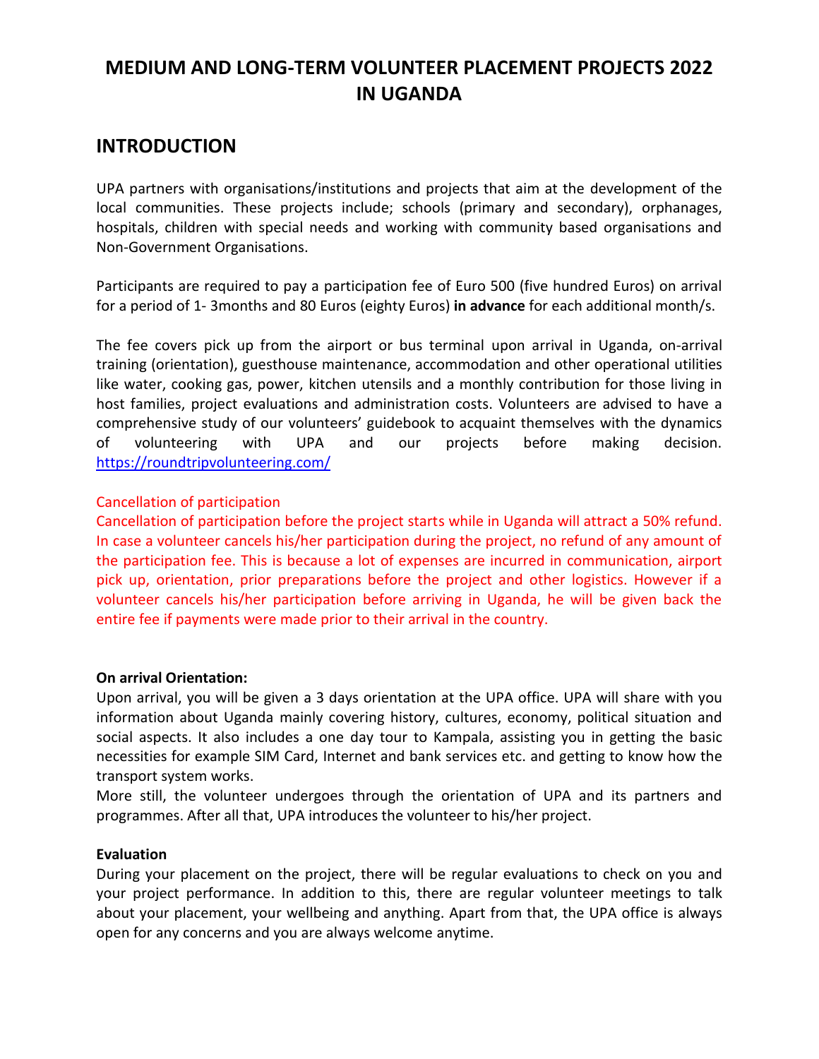# MEDIUM AND LONG-TERM VOLUNTEER PLACEMENT PROJECTS 2022 IN UGANDA

## INTRODUCTION

UPA partners with organisations/institutions and projects that aim at the development of the local communities. These projects include; schools (primary and secondary), orphanages, hospitals, children with special needs and working with community based organisations and Non-Government Organisations.

Participants are required to pay a participation fee of Euro 500 (five hundred Euros) on arrival for a period of 1- 3months and 80 Euros (eighty Euros) **in advance** for each additional month/s.

The fee covers pick up from the airport or bus terminal upon arrival in Uganda, on-arrival training (orientation), guesthouse maintenance, accommodation and other operational utilities like water, cooking gas, power, kitchen utensils and a monthly contribution for those living in host families, project evaluations and administration costs. Volunteers are advised to have a comprehensive study of our volunteers' guidebook to acquaint themselves with the dynamics of volunteering with UPA and our projects before making decision. https://roundtripvolunteering.com/

Cancellation of participation

Cancellation of participation before the project starts while in Uganda will attract a 50% refund. In case a volunteer cancels his/her participation during the project, no refund of any amount of the participation fee. This is because a lot of expenses are incurred in communication, airport pick up, orientation, prior preparations before the project and other logistics. However if a volunteer cancels his/her participation before arriving in Uganda, he will be given back the entire fee if payments were made prior to their arrival in the country.

**On arrival Orientation:**

Upon arrival, you will be given a 3 days orientation at the UPA office. UPA will share with you information about Uganda mainly covering history, cultures, economy, political situation and social aspects. It also includes a one day tour to Kampala, assisting you in getting the basic necessities for example SIM Card, Internet and bank services etc. and getting to know how the transport system works.

More still, the volunteer undergoes through the orientation of UPA and its partners and programmes. After all that, UPA introduces the volunteer to his/her project.

**Evaluation**

During your placement on the project, there will be regular evaluations to check on you and your project performance. In addition to this, there are regular volunteer meetings to talk about your placement, your wellbeing and anything. Apart from that, the UPA office is always open for any concerns and you are always welcome anytime.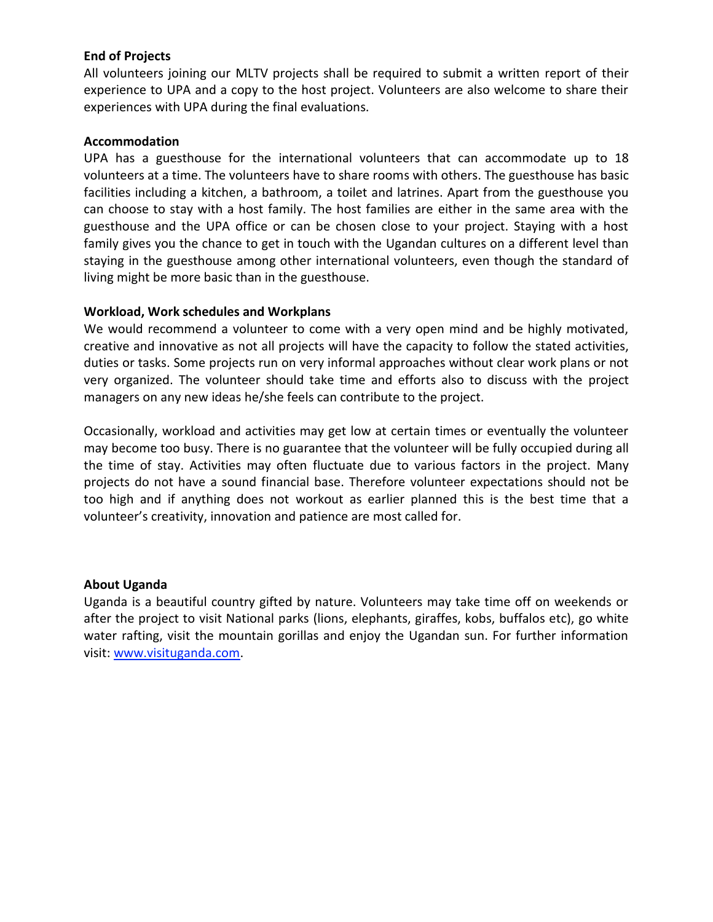**End of Projects**

All volunteers joining our MLTV projects shall be required to submit a written report of their experience to UPA and a copy to the host project. Volunteers are also welcome to share their experiences with UPA during the final evaluations.

**Accommodation**

UPA has a guesthouse for the international volunteers that can accommodate up to 18 volunteers at a time. The volunteers have to share rooms with others. The guesthouse has basic facilities including a kitchen, a bathroom, a toilet and latrines. Apart from the guesthouse you can choose to stay with a host family. The host families are either in the same area with the guesthouse and the UPA office or can be chosen close to your project. Staying with a host family gives you the chance to get in touch with the Ugandan cultures on a different level than staying in the guesthouse among other international volunteers, even though the standard of living might be more basic than in the guesthouse.

**Workload, Work schedules and Workplans**

We would recommend a volunteer to come with a very open mind and be highly motivated, creative and innovative as not all projects will have the capacity to follow the stated activities, duties or tasks. Some projects run on very informal approaches without clear work plans or not very organized. The volunteer should take time and efforts also to discuss with the project managers on any new ideas he/she feels can contribute to the project.

Occasionally, workload and activities may get low at certain times or eventually the volunteer may become too busy. There is no guarantee that the volunteer will be fully occupied during all the time of stay. Activities may often fluctuate due to various factors in the project. Many projects do not have a sound financial base. Therefore volunteer expectations should not be too high and if anything does not workout as earlier planned this is the best time that a volunteer's creativity, innovation and patience are most called for.

**About Uganda**

Uganda is a beautiful country gifted by nature. Volunteers may take time off on weekends or after the project to visit National parks (lions, elephants, giraffes, kobs, buffalos etc), go white water rafting, visit the mountain gorillas and enjoy the Ugandan sun. For further information visit: [www.visituganda.com](http://www.visituganda.com).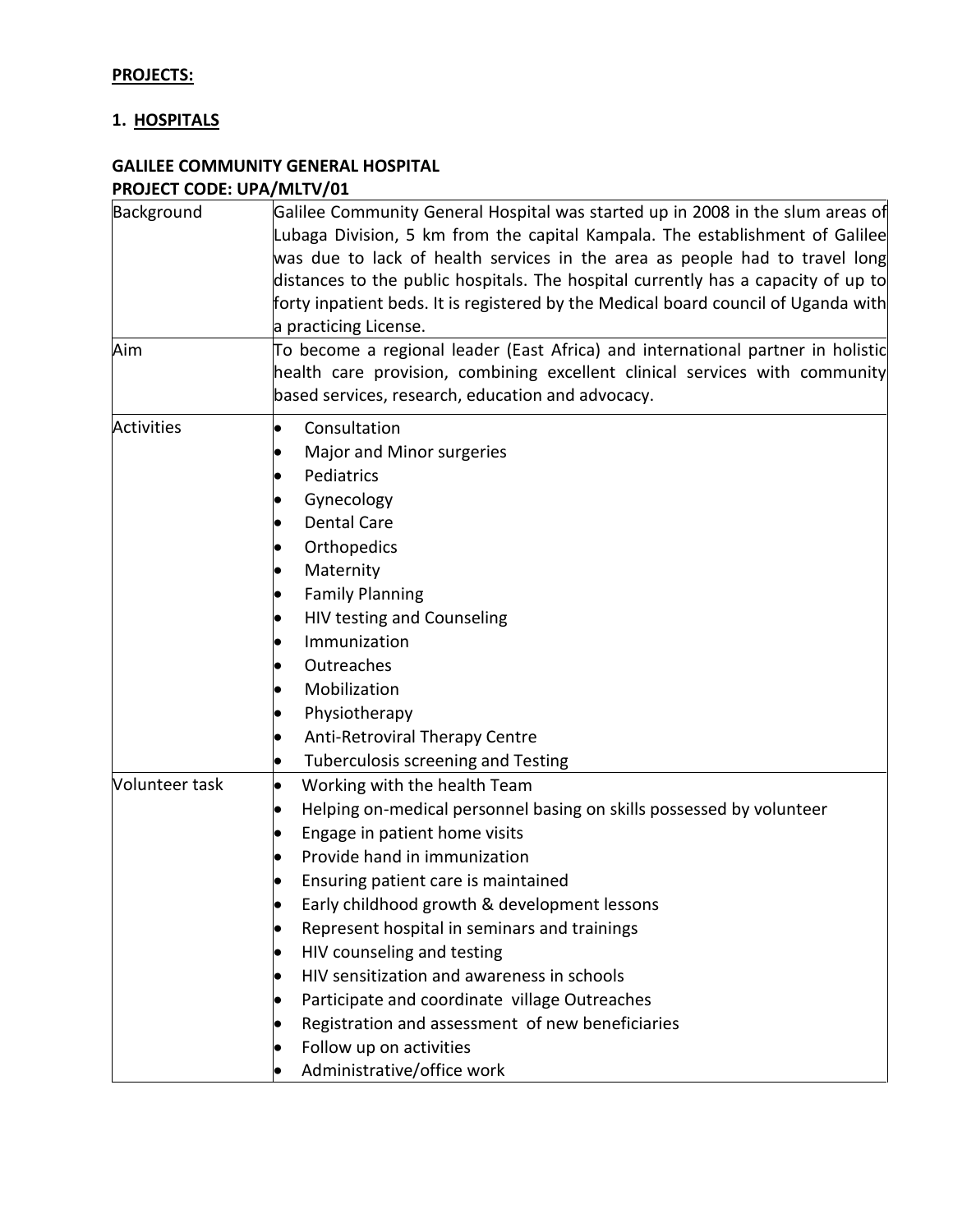**PROJECTS:**

## 1. HOSPITALS

### GALILEE COMMUNITY GENERAL HOSPITAL
**PROJECT CODE: UPA/MLTV/01**

| | |
|---|---|
| Background | Galilee Community General Hospital was started up in 2008 in the slum areas of Lubaga Division, 5 km from the capital Kampala. The establishment of Galilee was due to lack of health services in the area as people had to travel long distances to the public hospitals. The hospital currently has a capacity of up to forty inpatient beds. It is registered by the Medical board council of Uganda with a practicing License. |
| Aim | To become a regional leader (East Africa) and international partner in holistic health care provision, combining excellent clinical services with community based services, research, education and advocacy. |
| Activities | • Consultation<br>• Major and Minor surgeries<br>• Pediatrics<br>• Gynecology<br>• Dental Care<br>• Orthopedics<br>• Maternity<br>• Family Planning<br>• HIV testing and Counseling<br>• Immunization<br>• Outreaches<br>• Mobilization<br>• Physiotherapy<br>• Anti-Retroviral Therapy Centre<br>• Tuberculosis screening and Testing |
| Volunteer task | • Working with the health Team<br>• Helping on-medical personnel basing on skills possessed by volunteer<br>• Engage in patient home visits<br>• Provide hand in immunization<br>• Ensuring patient care is maintained<br>• Early childhood growth & development lessons<br>• Represent hospital in seminars and trainings<br>• HIV counseling and testing<br>• HIV sensitization and awareness in schools<br>• Participate and coordinate village Outreaches<br>• Registration and assessment of new beneficiaries<br>• Follow up on activities<br>• Administrative/office work |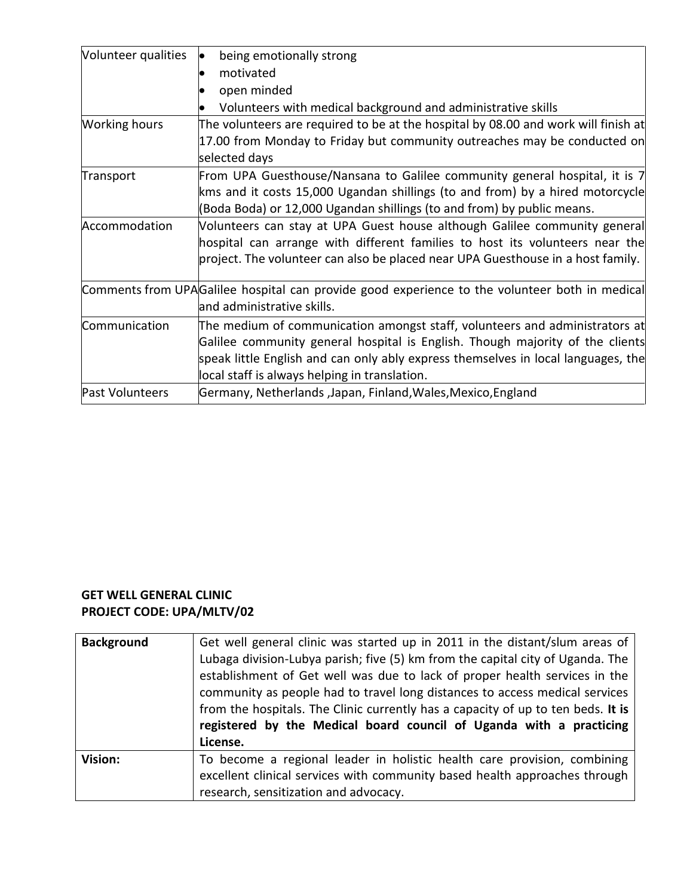| | |
|---|---|
| Volunteer qualities | • being emotionally strong<br>• motivated<br>• open minded<br>• Volunteers with medical background and administrative skills |
| Working hours | The volunteers are required to be at the hospital by 08.00 and work will finish at 17.00 from Monday to Friday but community outreaches may be conducted on selected days |
| Transport | From UPA Guesthouse/Nansana to Galilee community general hospital, it is 7 kms and it costs 15,000 Ugandan shillings (to and from) by a hired motorcycle (Boda Boda) or 12,000 Ugandan shillings (to and from) by public means. |
| Accommodation | Volunteers can stay at UPA Guest house although Galilee community general hospital can arrange with different families to host its volunteers near the project. The volunteer can also be placed near UPA Guesthouse in a host family. |
| Comments from UPA | Galilee hospital can provide good experience to the volunteer both in medical and administrative skills. |
| Communication | The medium of communication amongst staff, volunteers and administrators at Galilee community general hospital is English. Though majority of the clients speak little English and can only ably express themselves in local languages, the local staff is always helping in translation. |
| Past Volunteers | Germany, Netherlands ,Japan, Finland,Wales,Mexico,England |

**GET WELL GENERAL CLINIC**
**PROJECT CODE: UPA/MLTV/02**

| | |
|---|---|
| **Background** | Get well general clinic was started up in 2011 in the distant/slum areas of Lubaga division-Lubya parish; five (5) km from the capital city of Uganda. The establishment of Get well was due to lack of proper health services in the community as people had to travel long distances to access medical services from the hospitals. The Clinic currently has a capacity of up to ten beds. **It is registered by the Medical board council of Uganda with a practicing License.** |
| **Vision:** | To become a regional leader in holistic health care provision, combining excellent clinical services with community based health approaches through research, sensitization and advocacy. |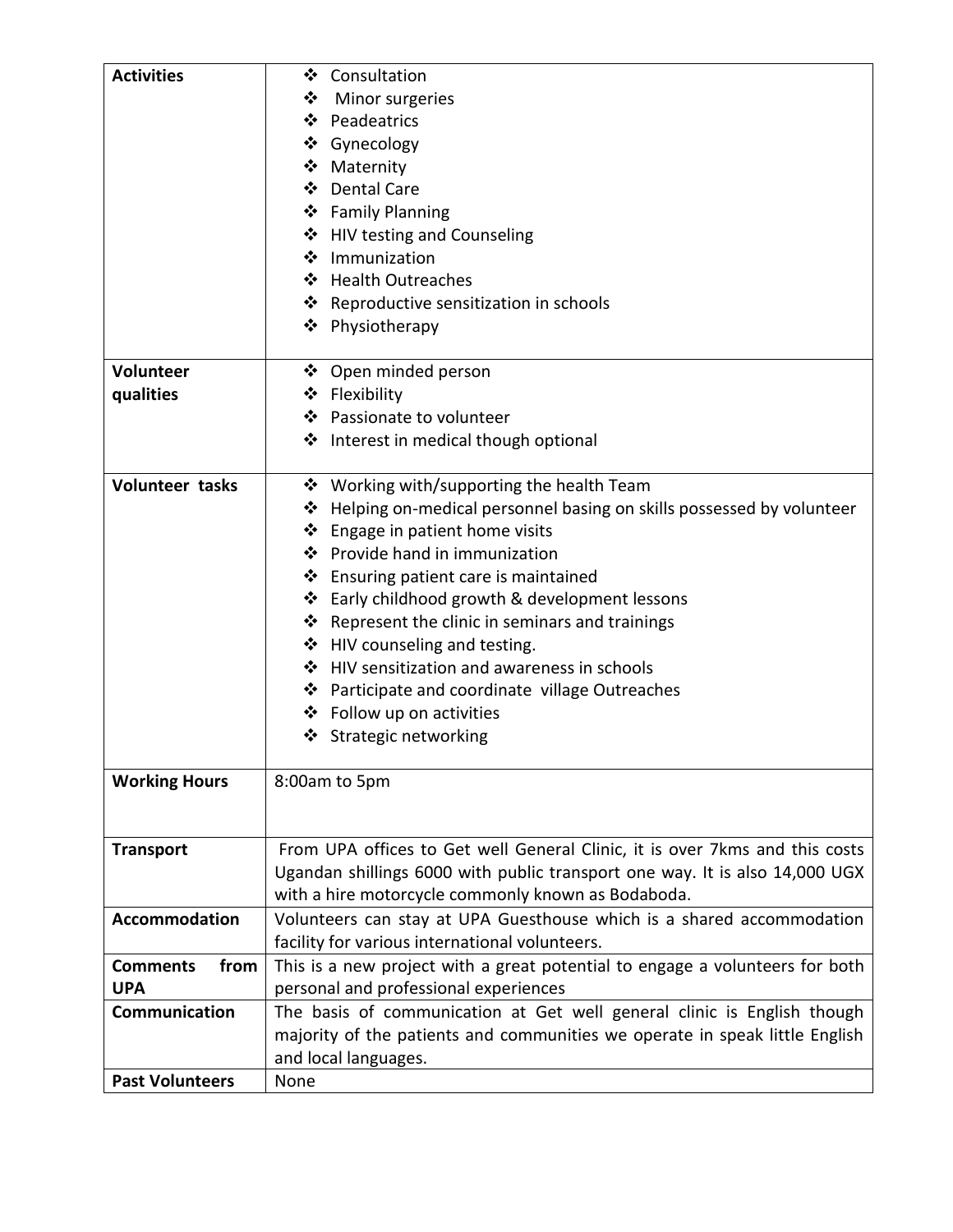| | |
|---|---|
| **Activities** | ❖ Consultation<br>❖ Minor surgeries<br>❖ Peadeatrics<br>❖ Gynecology<br>❖ Maternity<br>❖ Dental Care<br>❖ Family Planning<br>❖ HIV testing and Counseling<br>❖ Immunization<br>❖ Health Outreaches<br>❖ Reproductive sensitization in schools<br>❖ Physiotherapy |
| **Volunteer qualities** | ❖ Open minded person<br>❖ Flexibility<br>❖ Passionate to volunteer<br>❖ Interest in medical though optional |
| **Volunteer tasks** | ❖ Working with/supporting the health Team<br>❖ Helping on-medical personnel basing on skills possessed by volunteer<br>❖ Engage in patient home visits<br>❖ Provide hand in immunization<br>❖ Ensuring patient care is maintained<br>❖ Early childhood growth & development lessons<br>❖ Represent the clinic in seminars and trainings<br>❖ HIV counseling and testing.<br>❖ HIV sensitization and awareness in schools<br>❖ Participate and coordinate village Outreaches<br>❖ Follow up on activities<br>❖ Strategic networking |
| **Working Hours** | 8:00am to 5pm |
| **Transport** | From UPA offices to Get well General Clinic, it is over 7kms and this costs Ugandan shillings 6000 with public transport one way. It is also 14,000 UGX with a hire motorcycle commonly known as Bodaboda. |
| **Accommodation** | Volunteers can stay at UPA Guesthouse which is a shared accommodation facility for various international volunteers. |
| **Comments from UPA** | This is a new project with a great potential to engage a volunteers for both personal and professional experiences |
| **Communication** | The basis of communication at Get well general clinic is English though majority of the patients and communities we operate in speak little English and local languages. |
| **Past Volunteers** | None |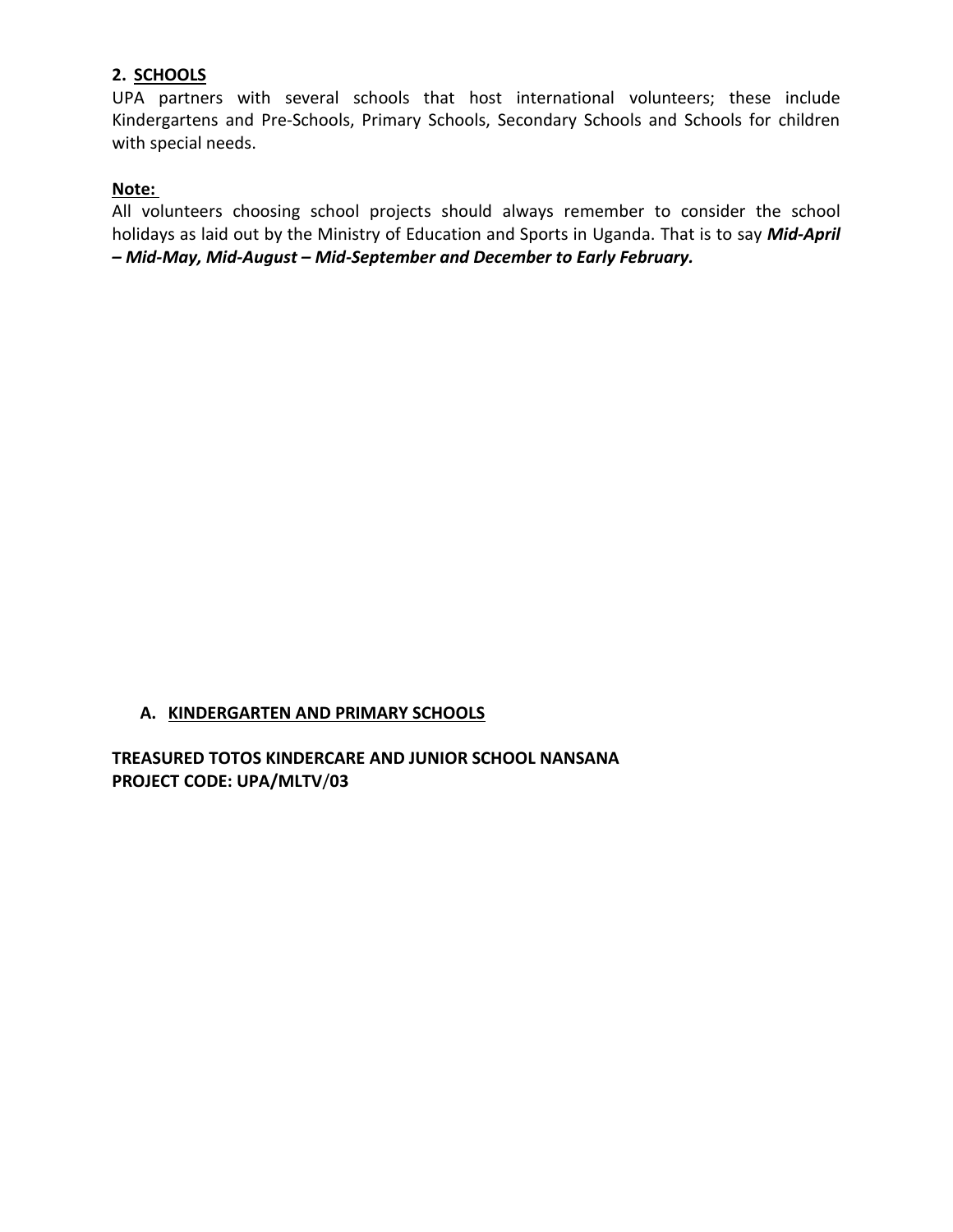## 2. SCHOOLS

UPA partners with several schools that host international volunteers; these include Kindergartens and Pre-Schools, Primary Schools, Secondary Schools and Schools for children with special needs.

**Note:**

All volunteers choosing school projects should always remember to consider the school holidays as laid out by the Ministry of Education and Sports in Uganda. That is to say ***Mid-April – Mid-May, Mid-August – Mid-September and December to Early February.***

### A. KINDERGARTEN AND PRIMARY SCHOOLS

**TREASURED TOTOS KINDERCARE AND JUNIOR SCHOOL NANSANA**
**PROJECT CODE: UPA/MLTV/03**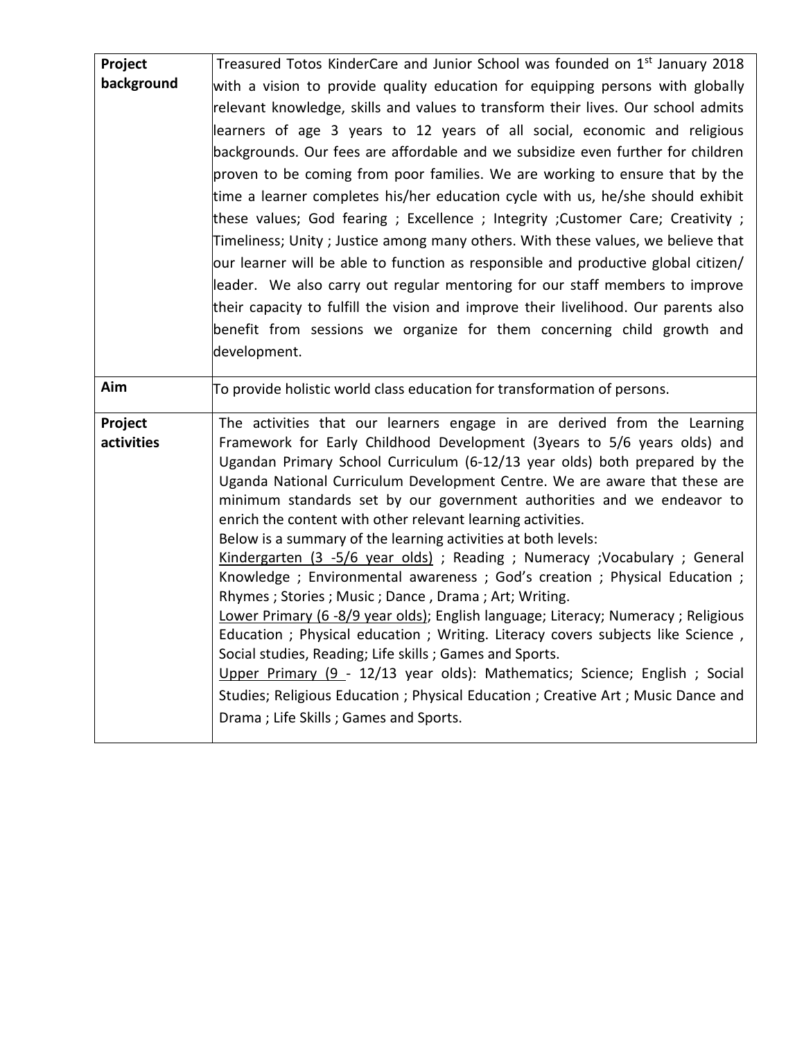| **Project background** | Treasured Totos KinderCare and Junior School was founded on 1st January 2018 with a vision to provide quality education for equipping persons with globally relevant knowledge, skills and values to transform their lives. Our school admits learners of age 3 years to 12 years of all social, economic and religious backgrounds. Our fees are affordable and we subsidize even further for children proven to be coming from poor families. We are working to ensure that by the time a learner completes his/her education cycle with us, he/she should exhibit these values; God fearing ; Excellence ; Integrity ;Customer Care; Creativity ; Timeliness; Unity ; Justice among many others. With these values, we believe that our learner will be able to function as responsible and productive global citizen/ leader. We also carry out regular mentoring for our staff members to improve their capacity to fulfill the vision and improve their livelihood. Our parents also benefit from sessions we organize for them concerning child growth and development. |
|---|---|
| **Aim** | To provide holistic world class education for transformation of persons. |
| **Project activities** | The activities that our learners engage in are derived from the Learning Framework for Early Childhood Development (3years to 5/6 years olds) and Ugandan Primary School Curriculum (6-12/13 year olds) both prepared by the Uganda National Curriculum Development Centre. We are aware that these are minimum standards set by our government authorities and we endeavor to enrich the content with other relevant learning activities.<br>Below is a summary of the learning activities at both levels:<br>Kindergarten (3 -5/6 year olds) ; Reading ; Numeracy ;Vocabulary ; General Knowledge ; Environmental awareness ; God's creation ; Physical Education ; Rhymes ; Stories ; Music ; Dance , Drama ; Art; Writing.<br>Lower Primary (6 -8/9 year olds); English language; Literacy; Numeracy ; Religious Education ; Physical education ; Writing. Literacy covers subjects like Science , Social studies, Reading; Life skills ; Games and Sports.<br>Upper Primary (9 - 12/13 year olds): Mathematics; Science; English ; Social Studies; Religious Education ; Physical Education ; Creative Art ; Music Dance and Drama ; Life Skills ; Games and Sports. |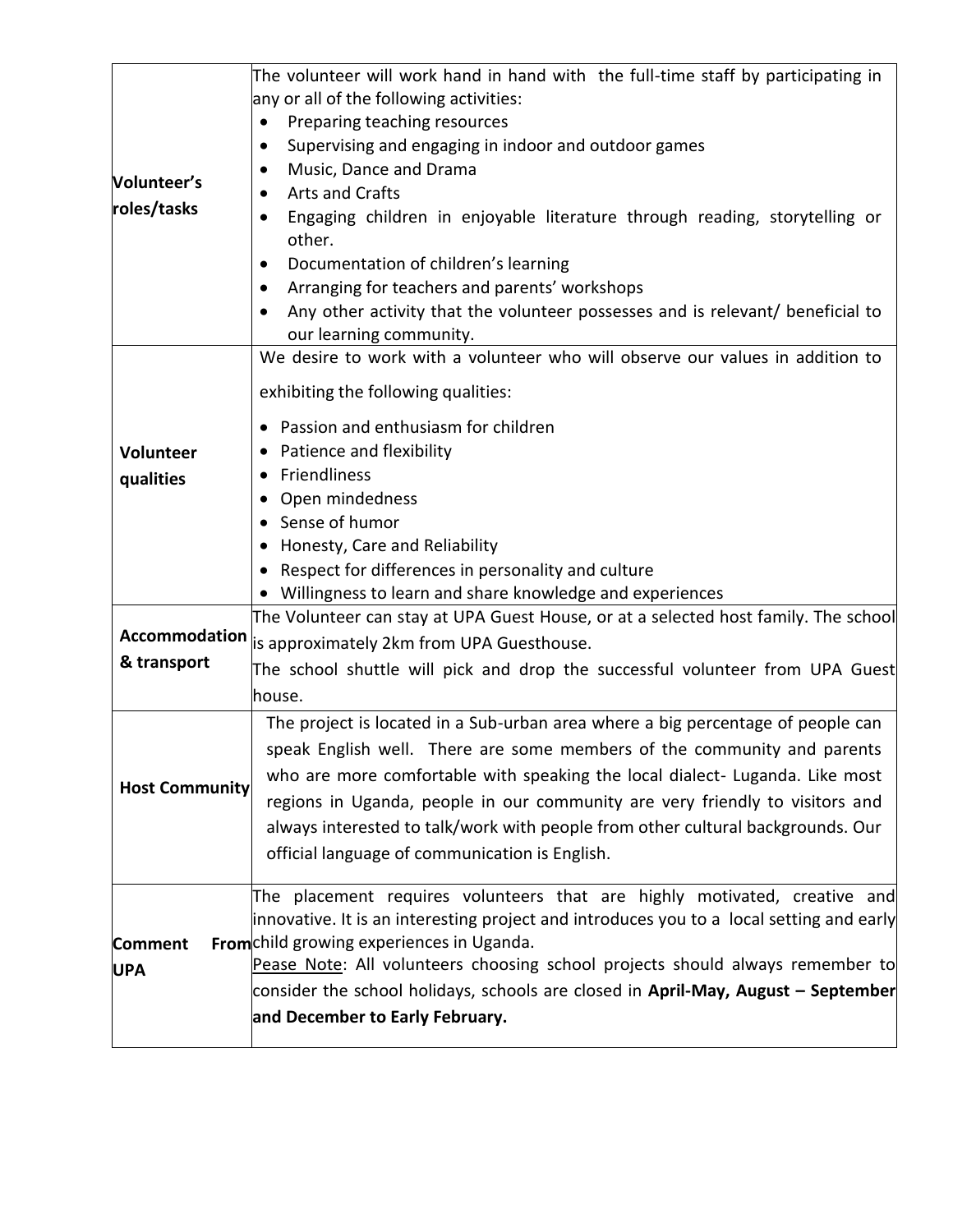| | |
|---|---|
| **Volunteer's roles/tasks** | The volunteer will work hand in hand with the full-time staff by participating in any or all of the following activities:<br>• Preparing teaching resources<br>• Supervising and engaging in indoor and outdoor games<br>• Music, Dance and Drama<br>• Arts and Crafts<br>• Engaging children in enjoyable literature through reading, storytelling or other.<br>• Documentation of children's learning<br>• Arranging for teachers and parents' workshops<br>• Any other activity that the volunteer possesses and is relevant/ beneficial to our learning community. |
| **Volunteer qualities** | We desire to work with a volunteer who will observe our values in addition to exhibiting the following qualities:<br>• Passion and enthusiasm for children<br>• Patience and flexibility<br>• Friendliness<br>• Open mindedness<br>• Sense of humor<br>• Honesty, Care and Reliability<br>• Respect for differences in personality and culture<br>• Willingness to learn and share knowledge and experiences |
| **Accommodation & transport** | The Volunteer can stay at UPA Guest House, or at a selected host family. The school is approximately 2km from UPA Guesthouse.<br>The school shuttle will pick and drop the successful volunteer from UPA Guest house. |
| **Host Community** | The project is located in a Sub-urban area where a big percentage of people can speak English well. There are some members of the community and parents who are more comfortable with speaking the local dialect- Luganda. Like most regions in Uganda, people in our community are very friendly to visitors and always interested to talk/work with people from other cultural backgrounds. Our official language of communication is English. |
| **Comment From UPA** | The placement requires volunteers that are highly motivated, creative and innovative. It is an interesting project and introduces you to a local setting and early child growing experiences in Uganda.<br><u>Pease Note</u>: All volunteers choosing school projects should always remember to consider the school holidays, schools are closed in **April-May, August – September and December to Early February.** |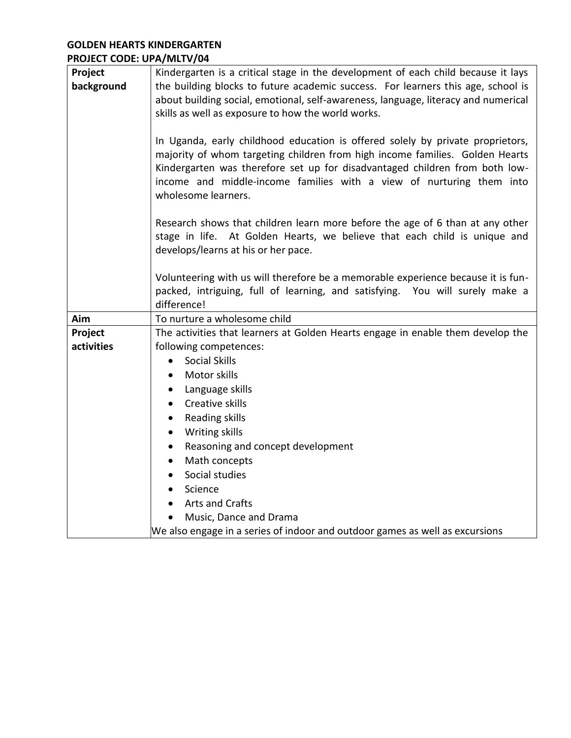**GOLDEN HEARTS KINDERGARTEN**
**PROJECT CODE: UPA/MLTV/04**

| | |
|---|---|
| **Project background** | Kindergarten is a critical stage in the development of each child because it lays the building blocks to future academic success. For learners this age, school is about building social, emotional, self-awareness, language, literacy and numerical skills as well as exposure to how the world works.<br><br>In Uganda, early childhood education is offered solely by private proprietors, majority of whom targeting children from high income families. Golden Hearts Kindergarten was therefore set up for disadvantaged children from both low-income and middle-income families with a view of nurturing them into wholesome learners.<br><br>Research shows that children learn more before the age of 6 than at any other stage in life. At Golden Hearts, we believe that each child is unique and develops/learns at his or her pace.<br><br>Volunteering with us will therefore be a memorable experience because it is fun-packed, intriguing, full of learning, and satisfying. You will surely make a difference! |
| **Aim** | To nurture a wholesome child |
| **Project activities** | The activities that learners at Golden Hearts engage in enable them develop the following competences:<br>• Social Skills<br>• Motor skills<br>• Language skills<br>• Creative skills<br>• Reading skills<br>• Writing skills<br>• Reasoning and concept development<br>• Math concepts<br>• Social studies<br>• Science<br>• Arts and Crafts<br>• Music, Dance and Drama<br>We also engage in a series of indoor and outdoor games as well as excursions |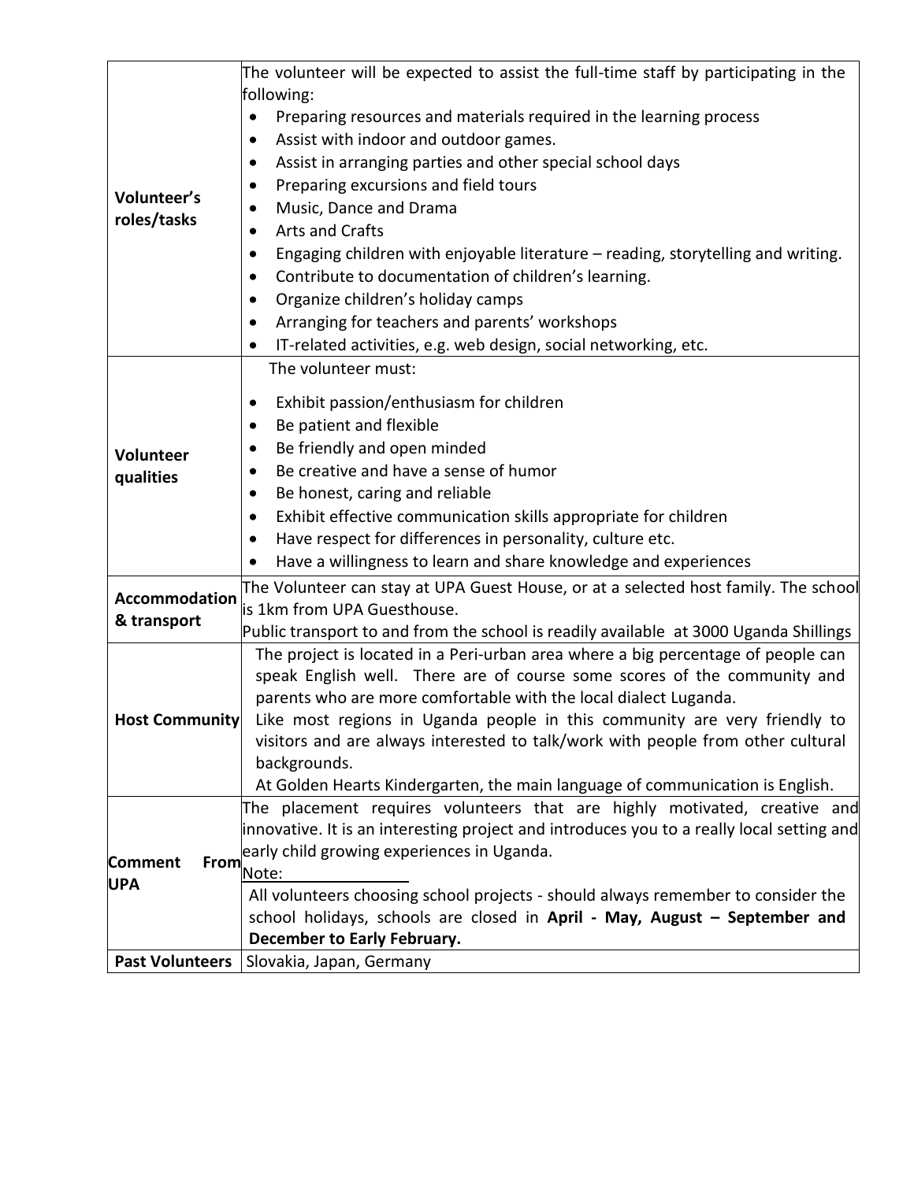| | |
|---|---|
| **Volunteer's roles/tasks** | The volunteer will be expected to assist the full-time staff by participating in the following:<br>• Preparing resources and materials required in the learning process<br>• Assist with indoor and outdoor games.<br>• Assist in arranging parties and other special school days<br>• Preparing excursions and field tours<br>• Music, Dance and Drama<br>• Arts and Crafts<br>• Engaging children with enjoyable literature – reading, storytelling and writing.<br>• Contribute to documentation of children's learning.<br>• Organize children's holiday camps<br>• Arranging for teachers and parents' workshops<br>• IT-related activities, e.g. web design, social networking, etc. |
| **Volunteer qualities** | The volunteer must:<br>• Exhibit passion/enthusiasm for children<br>• Be patient and flexible<br>• Be friendly and open minded<br>• Be creative and have a sense of humor<br>• Be honest, caring and reliable<br>• Exhibit effective communication skills appropriate for children<br>• Have respect for differences in personality, culture etc.<br>• Have a willingness to learn and share knowledge and experiences |
| **Accommodation & transport** | The Volunteer can stay at UPA Guest House, or at a selected host family. The school is 1km from UPA Guesthouse.<br>Public transport to and from the school is readily available at 3000 Uganda Shillings |
| **Host Community** | The project is located in a Peri-urban area where a big percentage of people can speak English well. There are of course some scores of the community and parents who are more comfortable with the local dialect Luganda.<br>Like most regions in Uganda people in this community are very friendly to visitors and are always interested to talk/work with people from other cultural backgrounds.<br>At Golden Hearts Kindergarten, the main language of communication is English. |
| **Comment From UPA** | The placement requires volunteers that are highly motivated, creative and innovative. It is an interesting project and introduces you to a really local setting and early child growing experiences in Uganda.<br>Note:<br>All volunteers choosing school projects - should always remember to consider the school holidays, schools are closed in **April - May, August – September and December to Early February.** |
| **Past Volunteers** | Slovakia, Japan, Germany |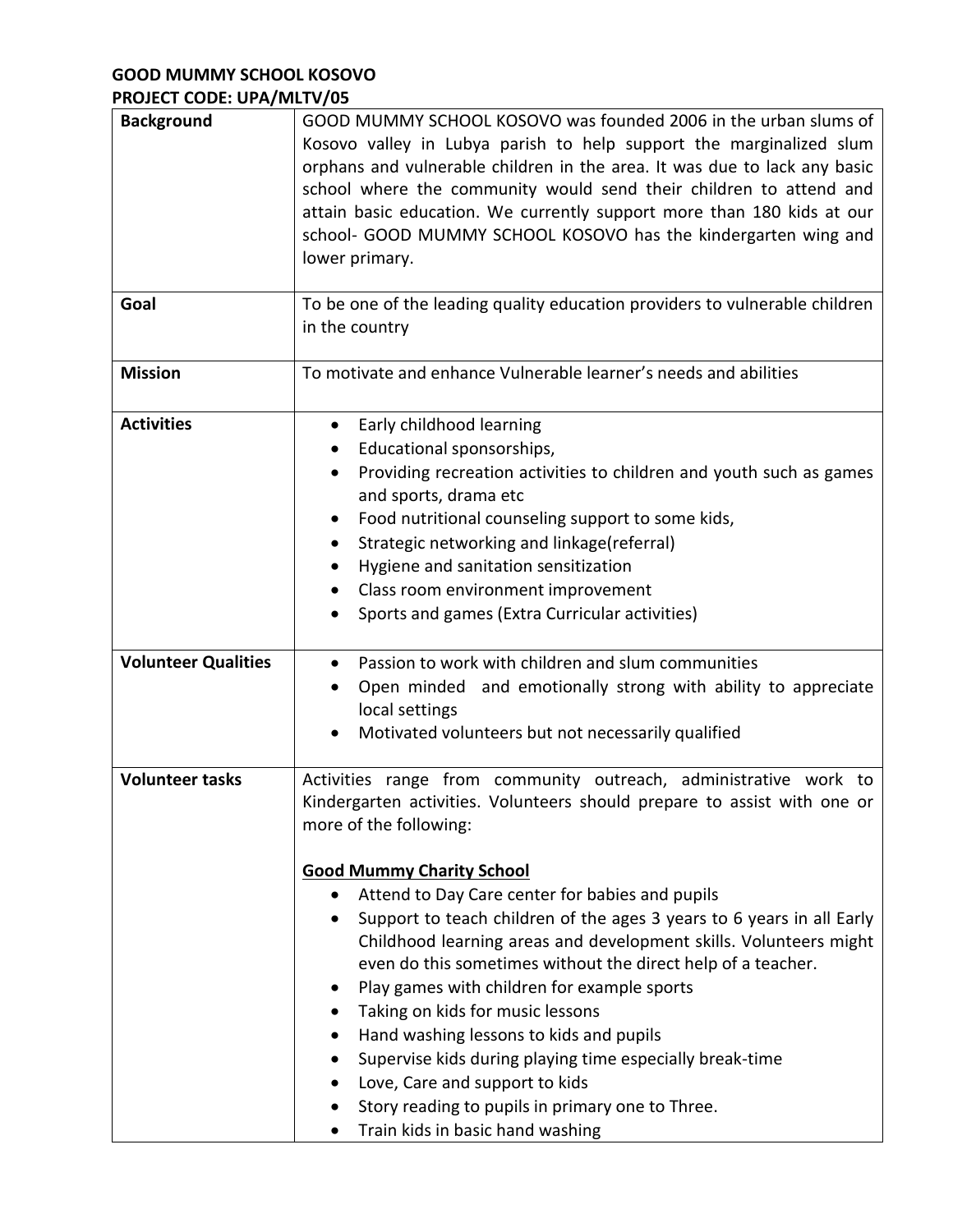**GOOD MUMMY SCHOOL KOSOVO**
**PROJECT CODE: UPA/MLTV/05**

| **Background** | GOOD MUMMY SCHOOL KOSOVO was founded 2006 in the urban slums of Kosovo valley in Lubya parish to help support the marginalized slum orphans and vulnerable children in the area. It was due to lack any basic school where the community would send their children to attend and attain basic education. We currently support more than 180 kids at our school- GOOD MUMMY SCHOOL KOSOVO has the kindergarten wing and lower primary. |
|---|---|
| **Goal** | To be one of the leading quality education providers to vulnerable children in the country |
| **Mission** | To motivate and enhance Vulnerable learner's needs and abilities |
| **Activities** | • Early childhood learning<br>• Educational sponsorships,<br>• Providing recreation activities to children and youth such as games and sports, drama etc<br>• Food nutritional counseling support to some kids,<br>• Strategic networking and linkage(referral)<br>• Hygiene and sanitation sensitization<br>• Class room environment improvement<br>• Sports and games (Extra Curricular activities) |
| **Volunteer Qualities** | • Passion to work with children and slum communities<br>• Open minded and emotionally strong with ability to appreciate local settings<br>• Motivated volunteers but not necessarily qualified |
| **Volunteer tasks** | Activities range from community outreach, administrative work to Kindergarten activities. Volunteers should prepare to assist with one or more of the following:<br><br>**Good Mummy Charity School**<br>• Attend to Day Care center for babies and pupils<br>• Support to teach children of the ages 3 years to 6 years in all Early Childhood learning areas and development skills. Volunteers might even do this sometimes without the direct help of a teacher.<br>• Play games with children for example sports<br>• Taking on kids for music lessons<br>• Hand washing lessons to kids and pupils<br>• Supervise kids during playing time especially break-time<br>• Love, Care and support to kids<br>• Story reading to pupils in primary one to Three.<br>• Train kids in basic hand washing |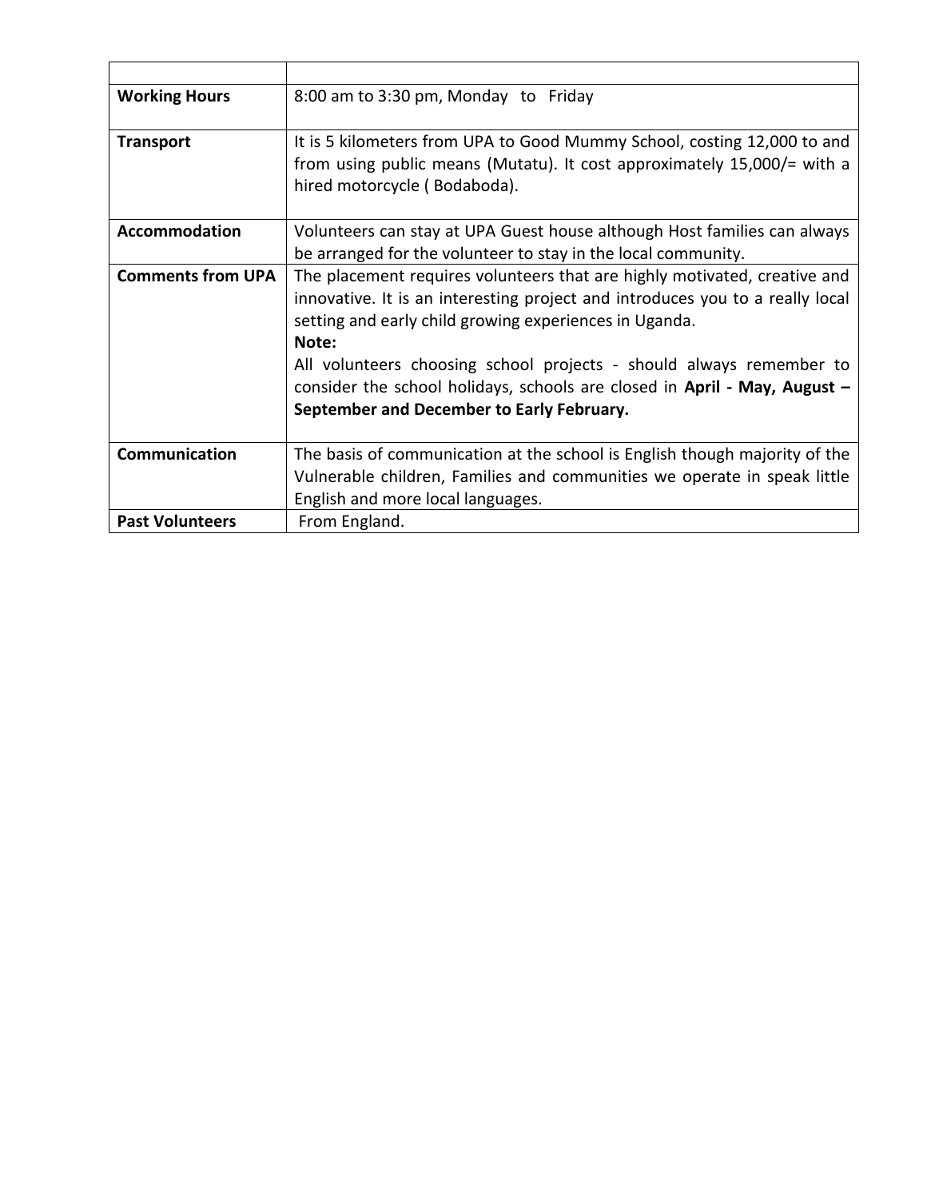| | |
|---|---|
| **Working Hours** | 8:00 am to 3:30 pm, Monday to Friday |
| **Transport** | It is 5 kilometers from UPA to Good Mummy School, costing 12,000 to and from using public means (Mutatu). It cost approximately 15,000/= with a hired motorcycle ( Bodaboda). |
| **Accommodation** | Volunteers can stay at UPA Guest house although Host families can always be arranged for the volunteer to stay in the local community. |
| **Comments from UPA** | The placement requires volunteers that are highly motivated, creative and innovative. It is an interesting project and introduces you to a really local setting and early child growing experiences in Uganda.<br>**Note:**<br>All volunteers choosing school projects - should always remember to consider the school holidays, schools are closed in **April - May, August – September and December to Early February.** |
| **Communication** | The basis of communication at the school is English though majority of the Vulnerable children, Families and communities we operate in speak little English and more local languages. |
| **Past Volunteers** | From England. |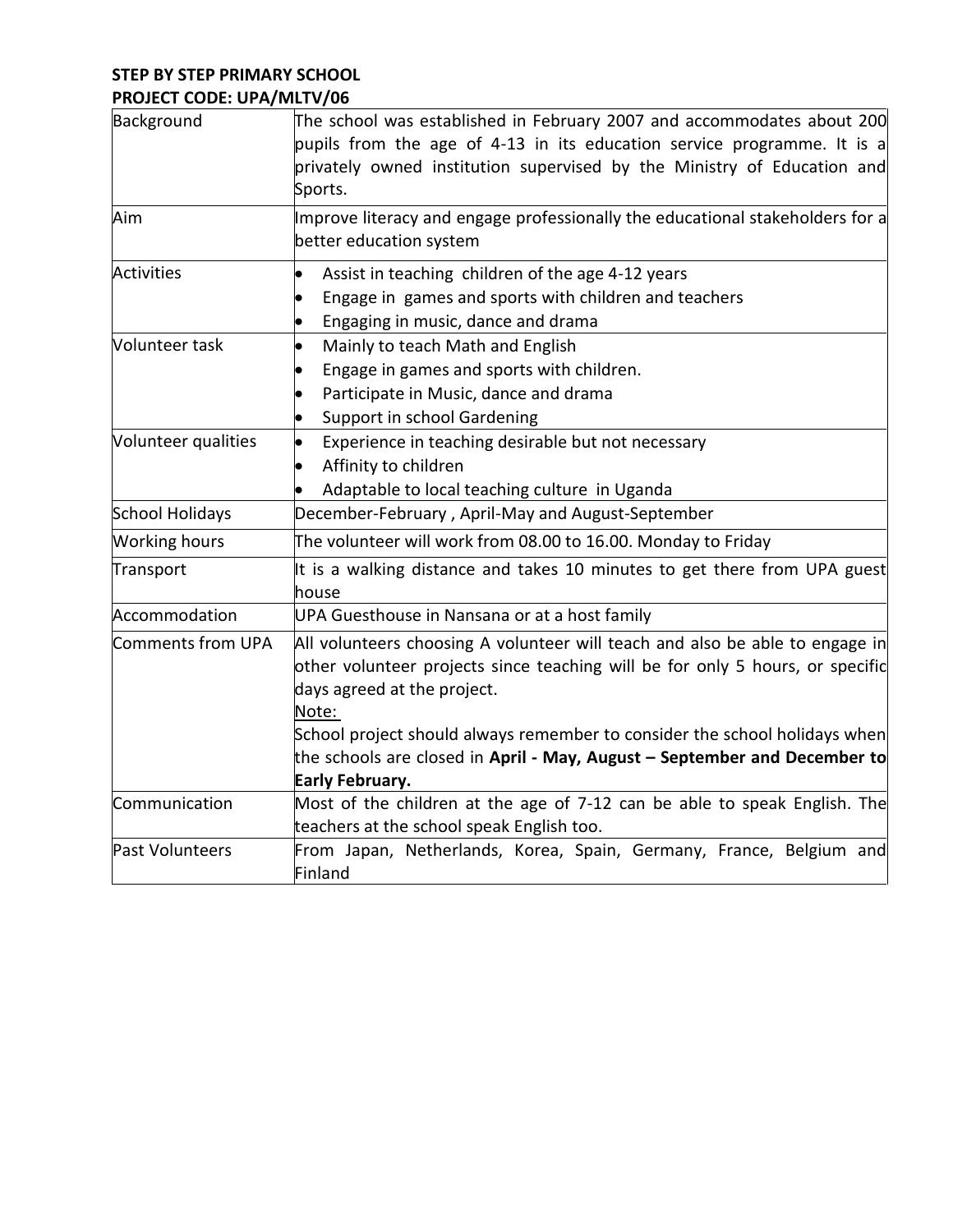**STEP BY STEP PRIMARY SCHOOL**
**PROJECT CODE: UPA/MLTV/06**

| | |
|---|---|
| Background | The school was established in February 2007 and accommodates about 200 pupils from the age of 4-13 in its education service programme. It is a privately owned institution supervised by the Ministry of Education and Sports. |
| Aim | Improve literacy and engage professionally the educational stakeholders for a better education system |
| Activities | • Assist in teaching children of the age 4-12 years<br>• Engage in games and sports with children and teachers<br>• Engaging in music, dance and drama |
| Volunteer task | • Mainly to teach Math and English<br>• Engage in games and sports with children.<br>• Participate in Music, dance and drama<br>• Support in school Gardening |
| Volunteer qualities | • Experience in teaching desirable but not necessary<br>• Affinity to children<br>• Adaptable to local teaching culture in Uganda |
| School Holidays | December-February , April-May and August-September |
| Working hours | The volunteer will work from 08.00 to 16.00. Monday to Friday |
| Transport | It is a walking distance and takes 10 minutes to get there from UPA guest house |
| Accommodation | UPA Guesthouse in Nansana or at a host family |
| Comments from UPA | All volunteers choosing A volunteer will teach and also be able to engage in other volunteer projects since teaching will be for only 5 hours, or specific days agreed at the project.<br>Note:<br>School project should always remember to consider the school holidays when the schools are closed in **April - May, August – September and December to Early February.** |
| Communication | Most of the children at the age of 7-12 can be able to speak English. The teachers at the school speak English too. |
| Past Volunteers | From Japan, Netherlands, Korea, Spain, Germany, France, Belgium and Finland |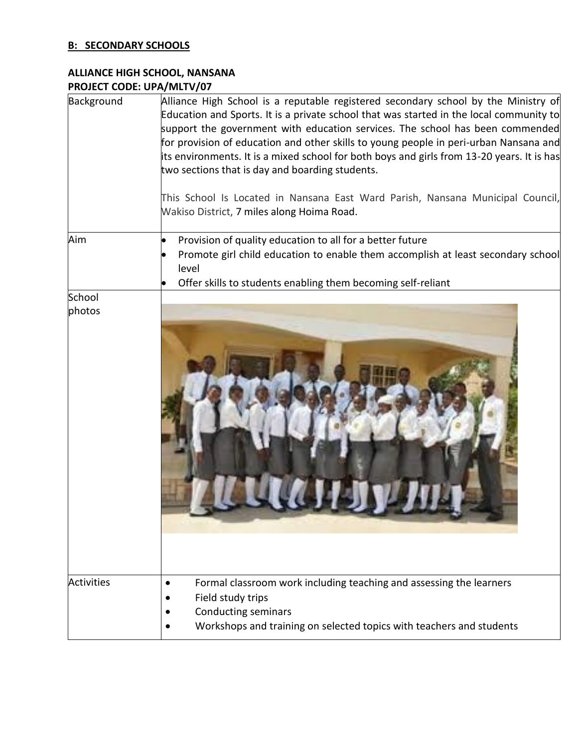## B: SECONDARY SCHOOLS

### ALLIANCE HIGH SCHOOL, NANSANA
### PROJECT CODE: UPA/MLTV/07

| | |
|---|---|
| Background | Alliance High School is a reputable registered secondary school by the Ministry of Education and Sports. It is a private school that was started in the local community to support the government with education services. The school has been commended for provision of education and other skills to young people in peri-urban Nansana and its environments. It is a mixed school for both boys and girls from 13-20 years. It is has two sections that is day and boarding students.<br><br>This School Is Located in Nansana East Ward Parish, Nansana Municipal Council, Wakiso District, 7 miles along Hoima Road. |
| Aim | • Provision of quality education to all for a better future<br>• Promote girl child education to enable them accomplish at least secondary school level<br>• Offer skills to students enabling them becoming self-reliant |
| School photos | |
| Activities | • Formal classroom work including teaching and assessing the learners<br>• Field study trips<br>• Conducting seminars<br>• Workshops and training on selected topics with teachers and students |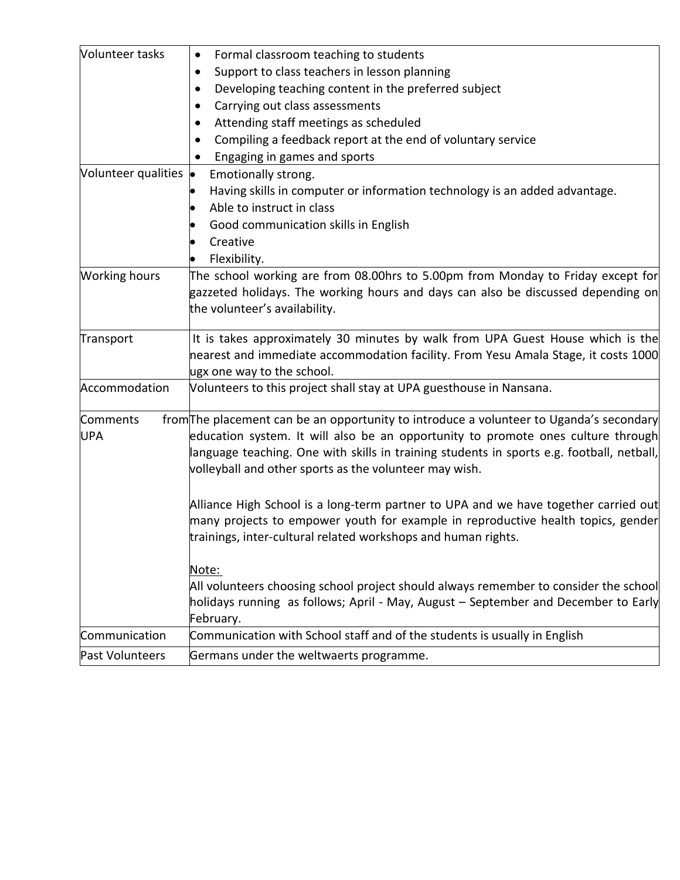| | |
|---|---|
| Volunteer tasks | • Formal classroom teaching to students<br>• Support to class teachers in lesson planning<br>• Developing teaching content in the preferred subject<br>• Carrying out class assessments<br>• Attending staff meetings as scheduled<br>• Compiling a feedback report at the end of voluntary service<br>• Engaging in games and sports |
| Volunteer qualities | • Emotionally strong.<br>• Having skills in computer or information technology is an added advantage.<br>• Able to instruct in class<br>• Good communication skills in English<br>• Creative<br>• Flexibility. |
| Working hours | The school working are from 08.00hrs to 5.00pm from Monday to Friday except for gazzeted holidays. The working hours and days can also be discussed depending on the volunteer's availability. |
| Transport | It is takes approximately 30 minutes by walk from UPA Guest House which is the nearest and immediate accommodation facility. From Yesu Amala Stage, it costs 1000 ugx one way to the school. |
| Accommodation | Volunteers to this project shall stay at UPA guesthouse in Nansana. |
| Comments from UPA | The placement can be an opportunity to introduce a volunteer to Uganda's secondary education system. It will also be an opportunity to promote ones culture through language teaching. One with skills in training students in sports e.g. football, netball, volleyball and other sports as the volunteer may wish.<br><br>Alliance High School is a long-term partner to UPA and we have together carried out many projects to empower youth for example in reproductive health topics, gender trainings, inter-cultural related workshops and human rights.<br><br><u>Note:</u><br>All volunteers choosing school project should always remember to consider the school holidays running as follows; April - May, August – September and December to Early February. |
| Communication | Communication with School staff and of the students is usually in English |
| Past Volunteers | Germans under the weltwaerts programme. |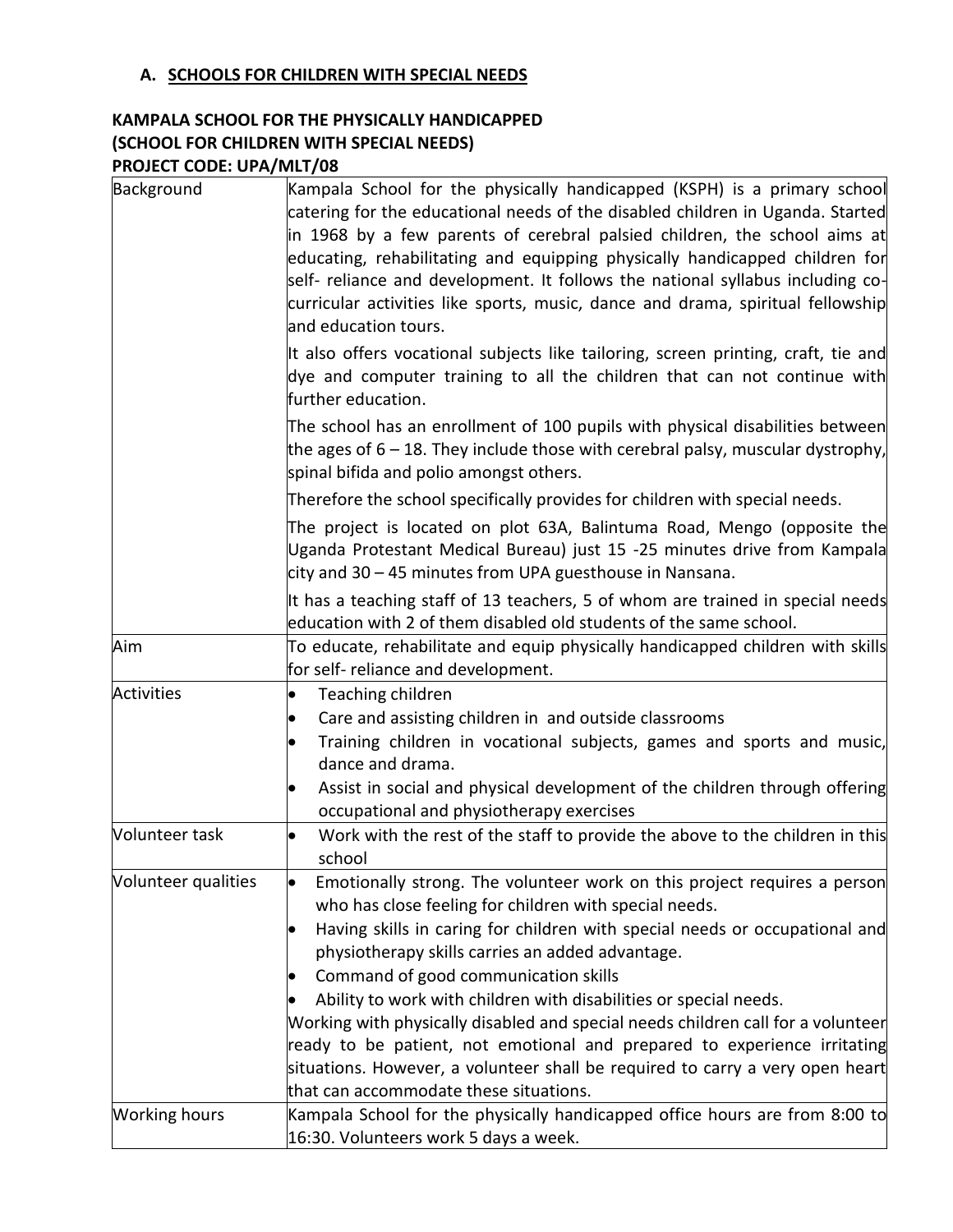## A. SCHOOLS FOR CHILDREN WITH SPECIAL NEEDS

### KAMPALA SCHOOL FOR THE PHYSICALLY HANDICAPPED (SCHOOL FOR CHILDREN WITH SPECIAL NEEDS)
### PROJECT CODE: UPA/MLT/08

| | |
|---|---|
| Background | Kampala School for the physically handicapped (KSPH) is a primary school catering for the educational needs of the disabled children in Uganda. Started in 1968 by a few parents of cerebral palsied children, the school aims at educating, rehabilitating and equipping physically handicapped children for self- reliance and development. It follows the national syllabus including co-curricular activities like sports, music, dance and drama, spiritual fellowship and education tours.<br><br>It also offers vocational subjects like tailoring, screen printing, craft, tie and dye and computer training to all the children that can not continue with further education.<br><br>The school has an enrollment of 100 pupils with physical disabilities between the ages of 6 – 18. They include those with cerebral palsy, muscular dystrophy, spinal bifida and polio amongst others.<br><br>Therefore the school specifically provides for children with special needs.<br><br>The project is located on plot 63A, Balintuma Road, Mengo (opposite the Uganda Protestant Medical Bureau) just 15 -25 minutes drive from Kampala city and 30 – 45 minutes from UPA guesthouse in Nansana.<br><br>It has a teaching staff of 13 teachers, 5 of whom are trained in special needs education with 2 of them disabled old students of the same school. |
| Aim | To educate, rehabilitate and equip physically handicapped children with skills for self- reliance and development. |
| Activities | • Teaching children<br>• Care and assisting children in and outside classrooms<br>• Training children in vocational subjects, games and sports and music, dance and drama.<br>• Assist in social and physical development of the children through offering occupational and physiotherapy exercises |
| Volunteer task | • Work with the rest of the staff to provide the above to the children in this school |
| Volunteer qualities | • Emotionally strong. The volunteer work on this project requires a person who has close feeling for children with special needs.<br>• Having skills in caring for children with special needs or occupational and physiotherapy skills carries an added advantage.<br>• Command of good communication skills<br>• Ability to work with children with disabilities or special needs.<br>Working with physically disabled and special needs children call for a volunteer ready to be patient, not emotional and prepared to experience irritating situations. However, a volunteer shall be required to carry a very open heart that can accommodate these situations. |
| Working hours | Kampala School for the physically handicapped office hours are from 8:00 to 16:30. Volunteers work 5 days a week. |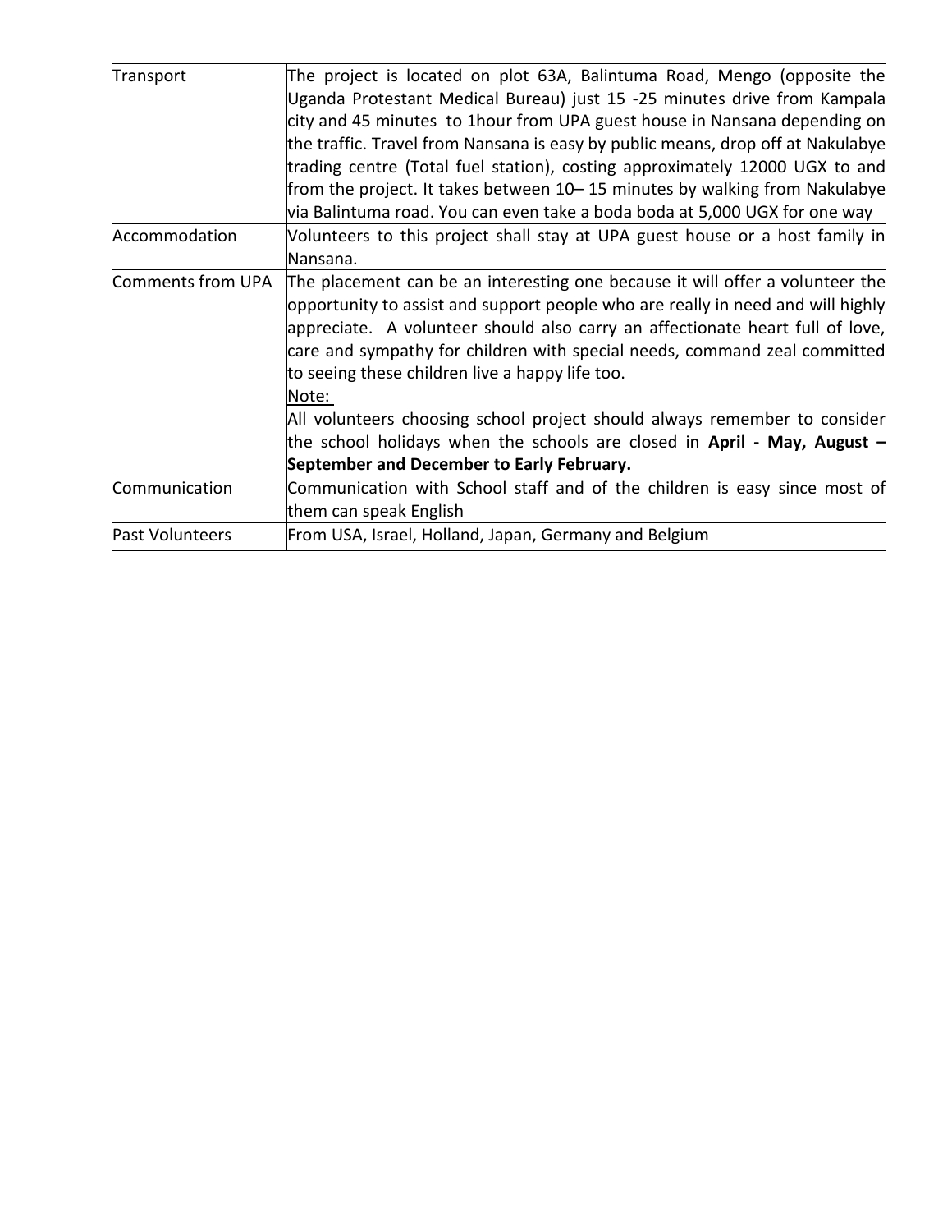| | |
|---|---|
| Transport | The project is located on plot 63A, Balintuma Road, Mengo (opposite the Uganda Protestant Medical Bureau) just 15 -25 minutes drive from Kampala city and 45 minutes to 1hour from UPA guest house in Nansana depending on the traffic. Travel from Nansana is easy by public means, drop off at Nakulabye trading centre (Total fuel station), costing approximately 12000 UGX to and from the project. It takes between 10– 15 minutes by walking from Nakulabye via Balintuma road. You can even take a boda boda at 5,000 UGX for one way |
| Accommodation | Volunteers to this project shall stay at UPA guest house or a host family in Nansana. |
| Comments from UPA | The placement can be an interesting one because it will offer a volunteer the opportunity to assist and support people who are really in need and will highly appreciate. A volunteer should also carry an affectionate heart full of love, care and sympathy for children with special needs, command zeal committed to seeing these children live a happy life too.<br>Note:<br>All volunteers choosing school project should always remember to consider the school holidays when the schools are closed in **April - May, August – September and December to Early February.** |
| Communication | Communication with School staff and of the children is easy since most of them can speak English |
| Past Volunteers | From USA, Israel, Holland, Japan, Germany and Belgium |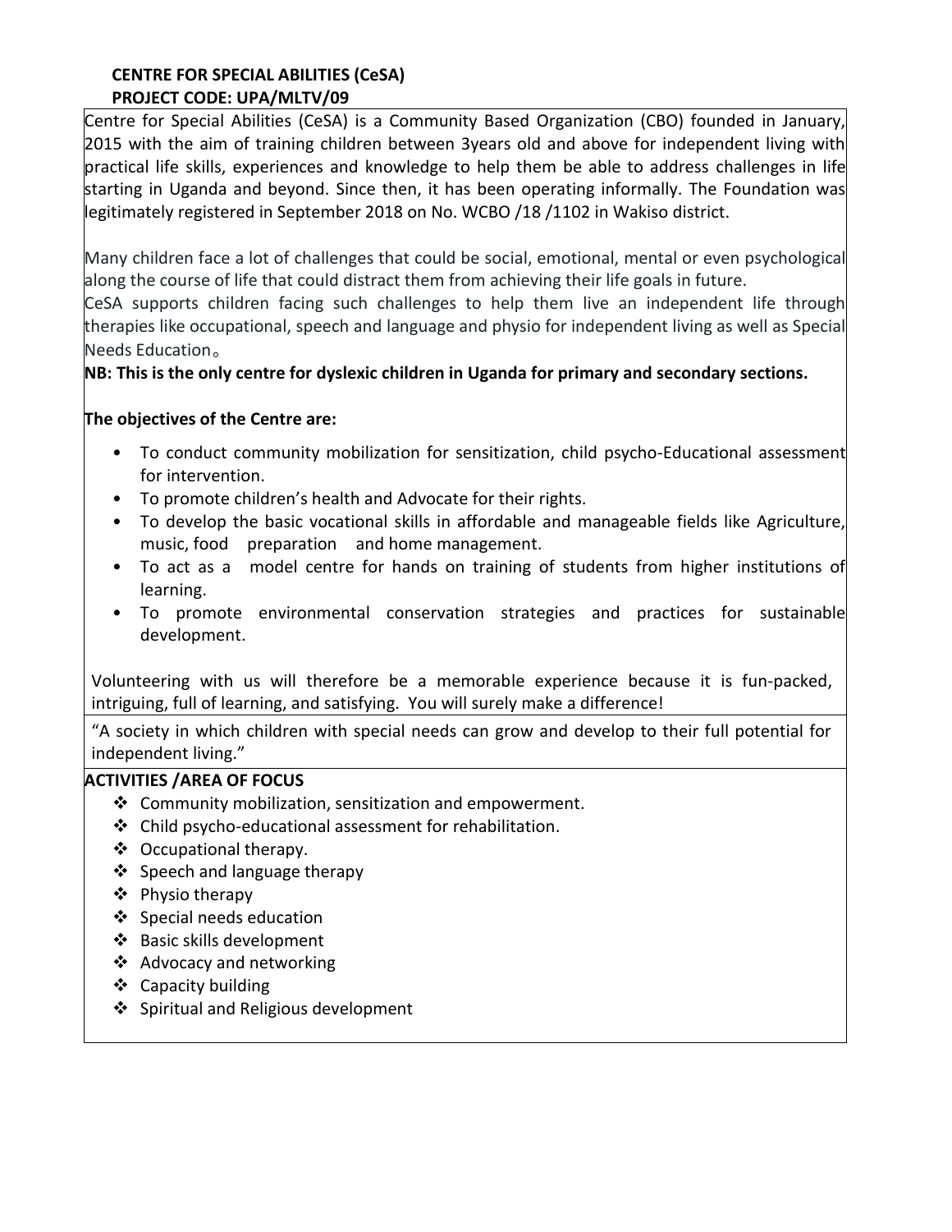**CENTRE FOR SPECIAL ABILITIES (CeSA)**
**PROJECT CODE: UPA/MLTV/09**

Centre for Special Abilities (CeSA) is a Community Based Organization (CBO) founded in January, 2015 with the aim of training children between 3years old and above for independent living with practical life skills, experiences and knowledge to help them be able to address challenges in life starting in Uganda and beyond. Since then, it has been operating informally. The Foundation was legitimately registered in September 2018 on No. WCBO /18 /1102 in Wakiso district.

Many children face a lot of challenges that could be social, emotional, mental or even psychological along the course of life that could distract them from achieving their life goals in future.
CeSA supports children facing such challenges to help them live an independent life through therapies like occupational, speech and language and physio for independent living as well as Special Needs Education。

**NB: This is the only centre for dyslexic children in Uganda for primary and secondary sections.**

**The objectives of the Centre are:**

- To conduct community mobilization for sensitization, child psycho-Educational assessment for intervention.
- To promote children's health and Advocate for their rights.
- To develop the basic vocational skills in affordable and manageable fields like Agriculture, music, food preparation and home management.
- To act as a model centre for hands on training of students from higher institutions of learning.
- To promote environmental conservation strategies and practices for sustainable development.

Volunteering with us will therefore be a memorable experience because it is fun-packed, intriguing, full of learning, and satisfying. You will surely make a difference!

"A society in which children with special needs can grow and develop to their full potential for independent living."

**ACTIVITIES /AREA OF FOCUS**

- Community mobilization, sensitization and empowerment.
- Child psycho-educational assessment for rehabilitation.
- Occupational therapy.
- Speech and language therapy
- Physio therapy
- Special needs education
- Basic skills development
- Advocacy and networking
- Capacity building
- Spiritual and Religious development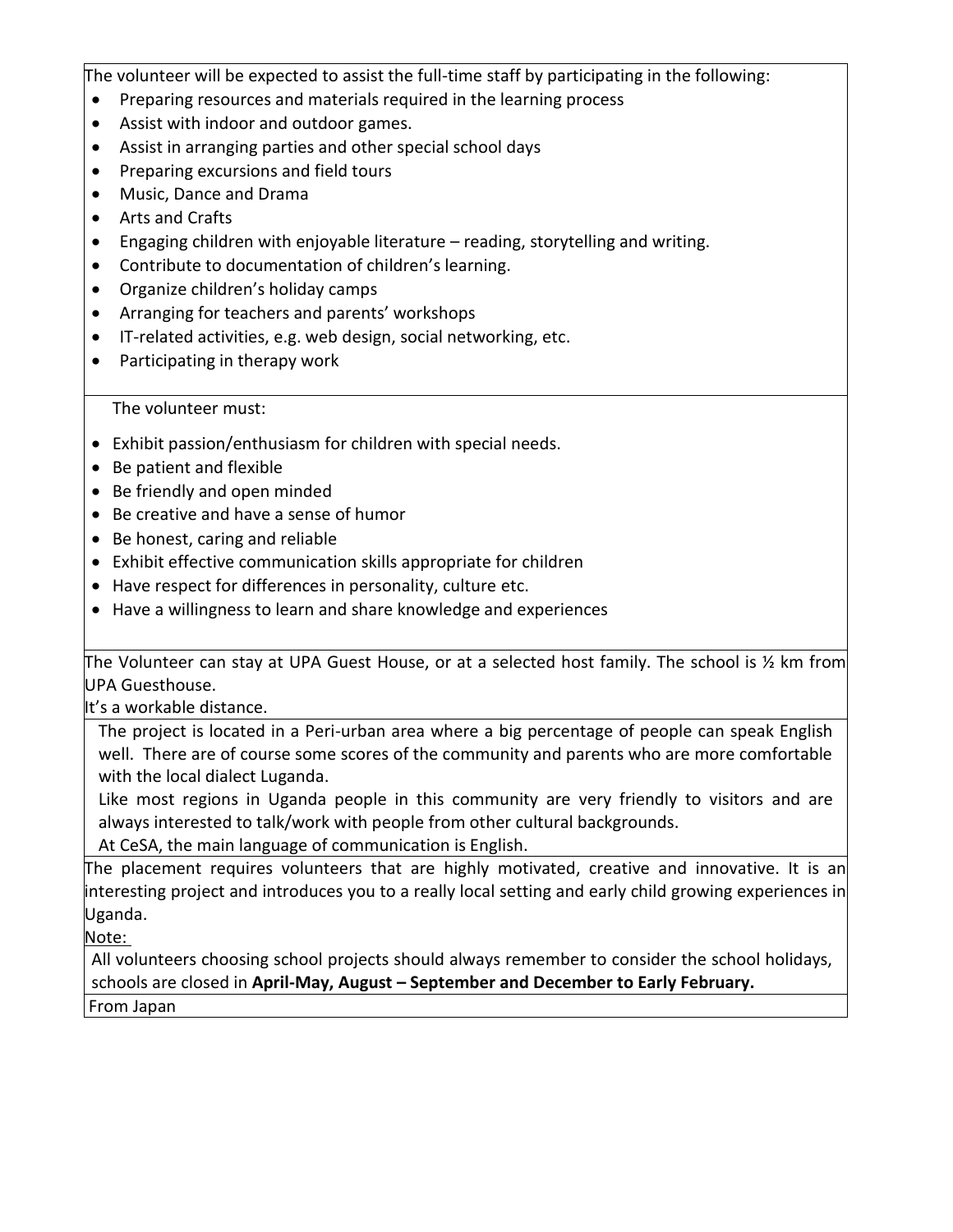The volunteer will be expected to assist the full-time staff by participating in the following:

- Preparing resources and materials required in the learning process
- Assist with indoor and outdoor games.
- Assist in arranging parties and other special school days
- Preparing excursions and field tours
- Music, Dance and Drama
- Arts and Crafts
- Engaging children with enjoyable literature – reading, storytelling and writing.
- Contribute to documentation of children's learning.
- Organize children's holiday camps
- Arranging for teachers and parents' workshops
- IT-related activities, e.g. web design, social networking, etc.
- Participating in therapy work

The volunteer must:

- Exhibit passion/enthusiasm for children with special needs.
- Be patient and flexible
- Be friendly and open minded
- Be creative and have a sense of humor
- Be honest, caring and reliable
- Exhibit effective communication skills appropriate for children
- Have respect for differences in personality, culture etc.
- Have a willingness to learn and share knowledge and experiences

The Volunteer can stay at UPA Guest House, or at a selected host family. The school is ½ km from UPA Guesthouse.

It's a workable distance.

The project is located in a Peri-urban area where a big percentage of people can speak English well. There are of course some scores of the community and parents who are more comfortable with the local dialect Luganda.

Like most regions in Uganda people in this community are very friendly to visitors and are always interested to talk/work with people from other cultural backgrounds.

At CeSA, the main language of communication is English.

The placement requires volunteers that are highly motivated, creative and innovative. It is an interesting project and introduces you to a really local setting and early child growing experiences in Uganda.

Note:

All volunteers choosing school projects should always remember to consider the school holidays, schools are closed in **April-May, August – September and December to Early February.**

From Japan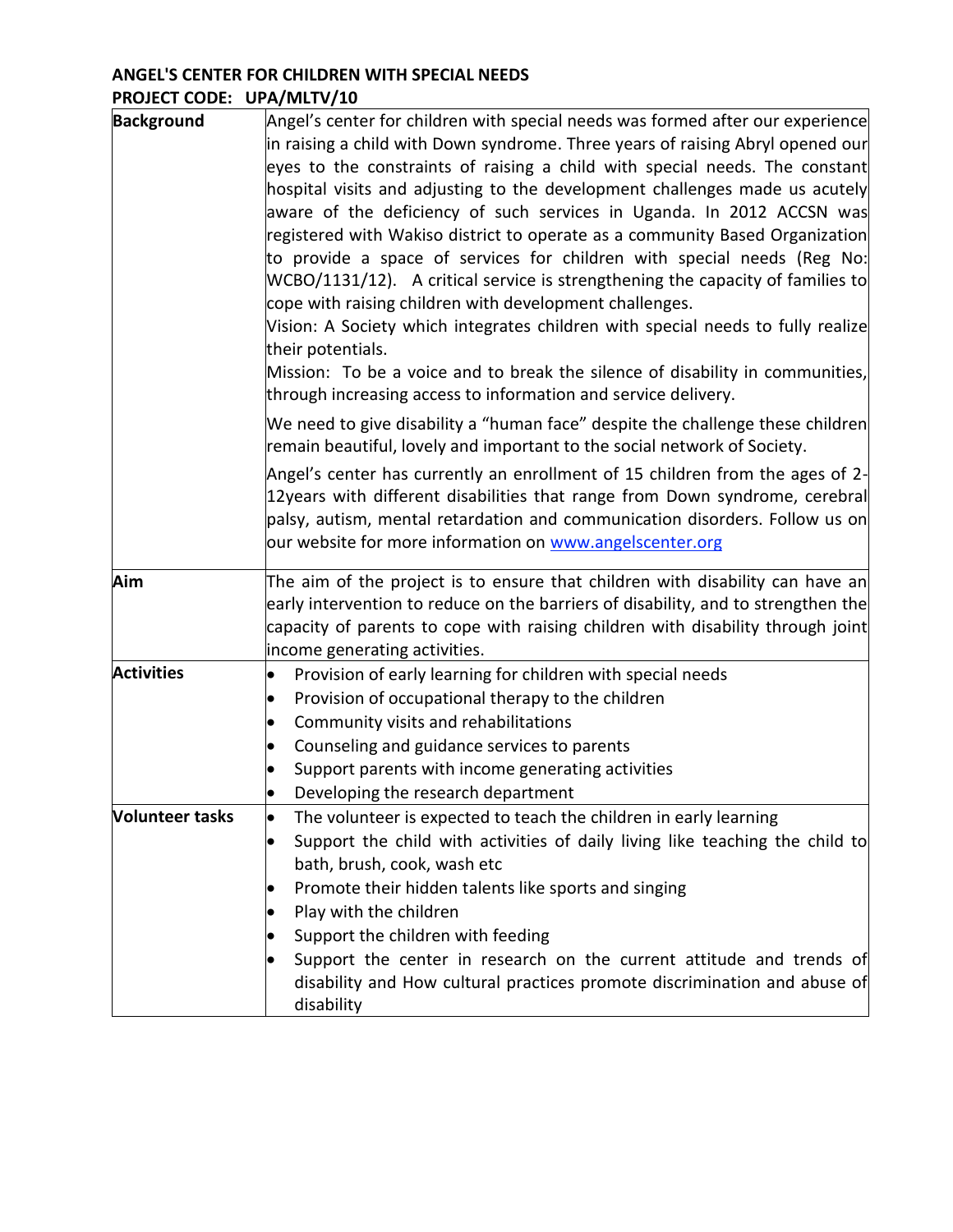**ANGEL'S CENTER FOR CHILDREN WITH SPECIAL NEEDS**
**PROJECT CODE: UPA/MLTV/10**

| | |
|---|---|
| **Background** | Angel's center for children with special needs was formed after our experience in raising a child with Down syndrome. Three years of raising Abryl opened our eyes to the constraints of raising a child with special needs. The constant hospital visits and adjusting to the development challenges made us acutely aware of the deficiency of such services in Uganda. In 2012 ACCSN was registered with Wakiso district to operate as a community Based Organization to provide a space of services for children with special needs (Reg No: WCBO/1131/12). A critical service is strengthening the capacity of families to cope with raising children with development challenges.<br>Vision: A Society which integrates children with special needs to fully realize their potentials.<br>Mission: To be a voice and to break the silence of disability in communities, through increasing access to information and service delivery.<br><br>We need to give disability a "human face" despite the challenge these children remain beautiful, lovely and important to the social network of Society.<br><br>Angel's center has currently an enrollment of 15 children from the ages of 2-12years with different disabilities that range from Down syndrome, cerebral palsy, autism, mental retardation and communication disorders. Follow us on our website for more information on [www.angelscenter.org](www.angelscenter.org) |
| **Aim** | The aim of the project is to ensure that children with disability can have an early intervention to reduce on the barriers of disability, and to strengthen the capacity of parents to cope with raising children with disability through joint income generating activities. |
| **Activities** | • Provision of early learning for children with special needs<br>• Provision of occupational therapy to the children<br>• Community visits and rehabilitations<br>• Counseling and guidance services to parents<br>• Support parents with income generating activities<br>• Developing the research department |
| **Volunteer tasks** | • The volunteer is expected to teach the children in early learning<br>• Support the child with activities of daily living like teaching the child to bath, brush, cook, wash etc<br>• Promote their hidden talents like sports and singing<br>• Play with the children<br>• Support the children with feeding<br>• Support the center in research on the current attitude and trends of disability and How cultural practices promote discrimination and abuse of disability |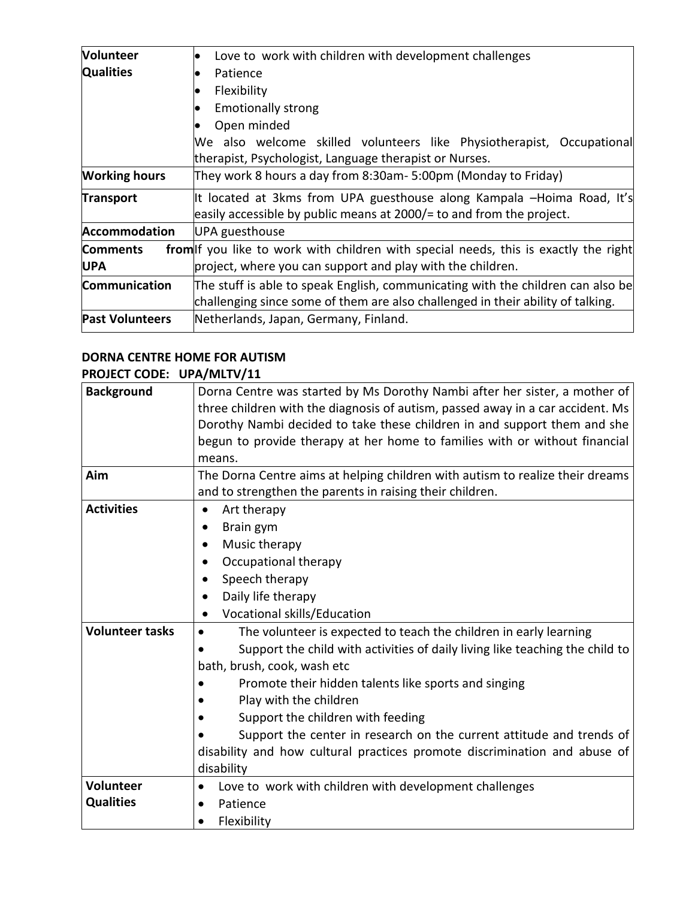| | |
|---|---|
| **Volunteer Qualities** | • Love to work with children with development challenges<br>• Patience<br>• Flexibility<br>• Emotionally strong<br>• Open minded<br>We also welcome skilled volunteers like Physiotherapist, Occupational therapist, Psychologist, Language therapist or Nurses. |
| **Working hours** | They work 8 hours a day from 8:30am- 5:00pm (Monday to Friday) |
| **Transport** | It located at 3kms from UPA guesthouse along Kampala –Hoima Road, It's easily accessible by public means at 2000/= to and from the project. |
| **Accommodation** | UPA guesthouse |
| **Comments from UPA** | If you like to work with children with special needs, this is exactly the right project, where you can support and play with the children. |
| **Communication** | The stuff is able to speak English, communicating with the children can also be challenging since some of them are also challenged in their ability of talking. |
| **Past Volunteers** | Netherlands, Japan, Germany, Finland. |

**DORNA CENTRE HOME FOR AUTISM**

**PROJECT CODE: UPA/MLTV/11**

| | |
|---|---|
| **Background** | Dorna Centre was started by Ms Dorothy Nambi after her sister, a mother of three children with the diagnosis of autism, passed away in a car accident. Ms Dorothy Nambi decided to take these children in and support them and she begun to provide therapy at her home to families with or without financial means. |
| **Aim** | The Dorna Centre aims at helping children with autism to realize their dreams and to strengthen the parents in raising their children. |
| **Activities** | • Art therapy<br>• Brain gym<br>• Music therapy<br>• Occupational therapy<br>• Speech therapy<br>• Daily life therapy<br>• Vocational skills/Education |
| **Volunteer tasks** | • The volunteer is expected to teach the children in early learning<br>• Support the child with activities of daily living like teaching the child to bath, brush, cook, wash etc<br>• Promote their hidden talents like sports and singing<br>• Play with the children<br>• Support the children with feeding<br>• Support the center in research on the current attitude and trends of disability and how cultural practices promote discrimination and abuse of disability |
| **Volunteer Qualities** | • Love to work with children with development challenges<br>• Patience<br>• Flexibility |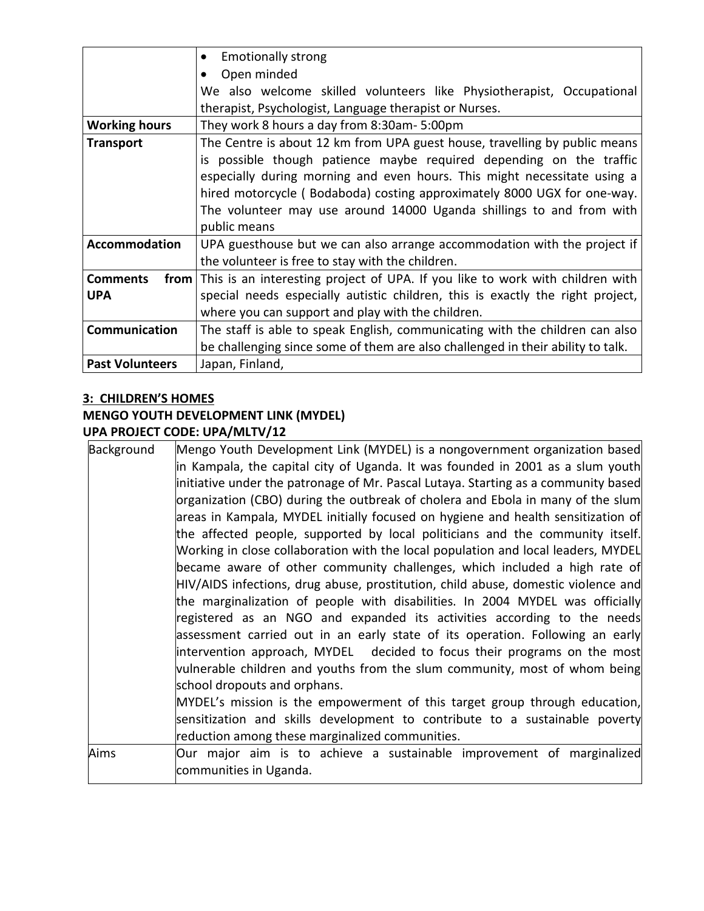| | |
|---|---|
| | • Emotionally strong<br>• Open minded<br>We also welcome skilled volunteers like Physiotherapist, Occupational therapist, Psychologist, Language therapist or Nurses. |
| **Working hours** | They work 8 hours a day from 8:30am- 5:00pm |
| **Transport** | The Centre is about 12 km from UPA guest house, travelling by public means is possible though patience maybe required depending on the traffic especially during morning and even hours. This might necessitate using a hired motorcycle ( Bodaboda) costing approximately 8000 UGX for one-way. The volunteer may use around 14000 Uganda shillings to and from with public means |
| **Accommodation** | UPA guesthouse but we can also arrange accommodation with the project if the volunteer is free to stay with the children. |
| **Comments from UPA** | This is an interesting project of UPA. If you like to work with children with special needs especially autistic children, this is exactly the right project, where you can support and play with the children. |
| **Communication** | The staff is able to speak English, communicating with the children can also be challenging since some of them are also challenged in their ability to talk. |
| **Past Volunteers** | Japan, Finland, |

## 3: CHILDREN'S HOMES

### MENGO YOUTH DEVELOPMENT LINK (MYDEL)

### UPA PROJECT CODE: UPA/MLTV/12

| | |
|---|---|
| Background | Mengo Youth Development Link (MYDEL) is a nongovernment organization based in Kampala, the capital city of Uganda. It was founded in 2001 as a slum youth initiative under the patronage of Mr. Pascal Lutaya. Starting as a community based organization (CBO) during the outbreak of cholera and Ebola in many of the slum areas in Kampala, MYDEL initially focused on hygiene and health sensitization of the affected people, supported by local politicians and the community itself. Working in close collaboration with the local population and local leaders, MYDEL became aware of other community challenges, which included a high rate of HIV/AIDS infections, drug abuse, prostitution, child abuse, domestic violence and the marginalization of people with disabilities. In 2004 MYDEL was officially registered as an NGO and expanded its activities according to the needs assessment carried out in an early state of its operation. Following an early intervention approach, MYDEL decided to focus their programs on the most vulnerable children and youths from the slum community, most of whom being school dropouts and orphans.<br>MYDEL's mission is the empowerment of this target group through education, sensitization and skills development to contribute to a sustainable poverty reduction among these marginalized communities. |
| Aims | Our major aim is to achieve a sustainable improvement of marginalized communities in Uganda. |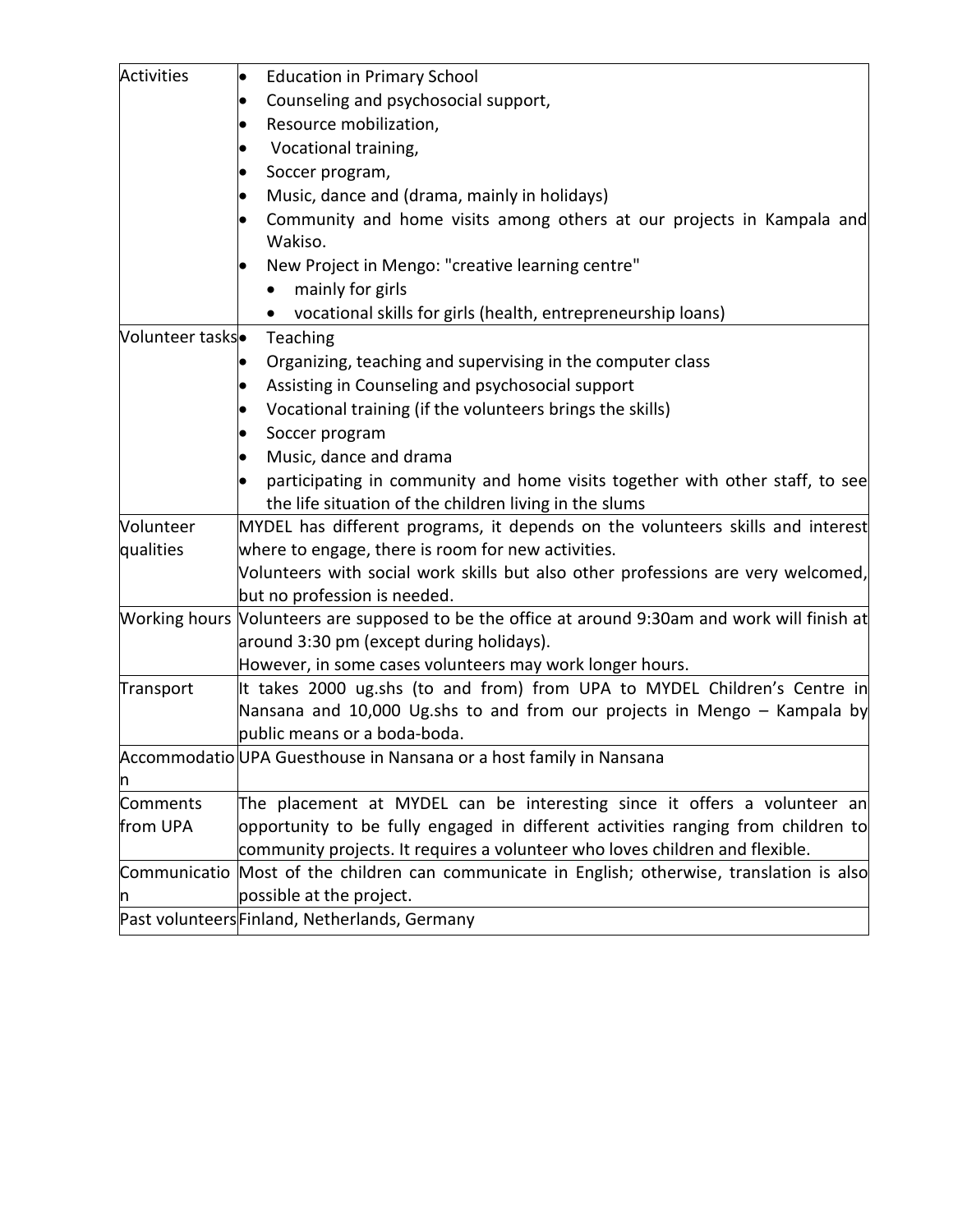| | |
|---|---|
| Activities | • Education in Primary School<br>• Counseling and psychosocial support,<br>• Resource mobilization,<br>• Vocational training,<br>• Soccer program,<br>• Music, dance and (drama, mainly in holidays)<br>• Community and home visits among others at our projects in Kampala and Wakiso.<br>• New Project in Mengo: "creative learning centre"<br>&nbsp;&nbsp;&nbsp;&nbsp;• mainly for girls<br>&nbsp;&nbsp;&nbsp;&nbsp;• vocational skills for girls (health, entrepreneurship loans) |
| Volunteer tasks | • Teaching<br>• Organizing, teaching and supervising in the computer class<br>• Assisting in Counseling and psychosocial support<br>• Vocational training (if the volunteers brings the skills)<br>• Soccer program<br>• Music, dance and drama<br>• participating in community and home visits together with other staff, to see the life situation of the children living in the slums |
| Volunteer qualities | MYDEL has different programs, it depends on the volunteers skills and interest where to engage, there is room for new activities.<br>Volunteers with social work skills but also other professions are very welcomed, but no profession is needed. |
| Working hours | Volunteers are supposed to be the office at around 9:30am and work will finish at around 3:30 pm (except during holidays).<br>However, in some cases volunteers may work longer hours. |
| Transport | It takes 2000 ug.shs (to and from) from UPA to MYDEL Children's Centre in Nansana and 10,000 Ug.shs to and from our projects in Mengo – Kampala by public means or a boda-boda. |
| Accommodation | UPA Guesthouse in Nansana or a host family in Nansana |
| Comments from UPA | The placement at MYDEL can be interesting since it offers a volunteer an opportunity to be fully engaged in different activities ranging from children to community projects. It requires a volunteer who loves children and flexible. |
| Communication | Most of the children can communicate in English; otherwise, translation is also possible at the project. |
| Past volunteers | Finland, Netherlands, Germany |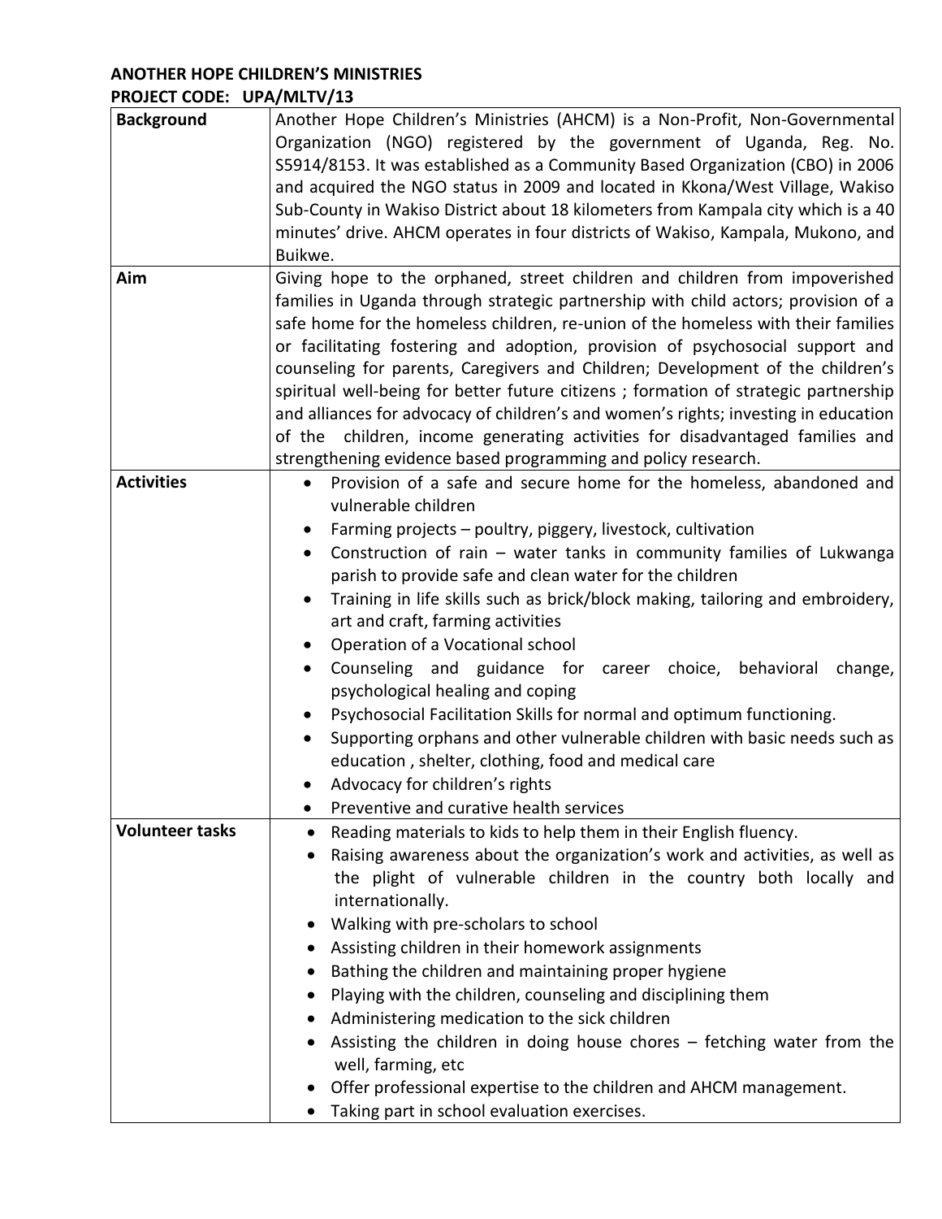**ANOTHER HOPE CHILDREN'S MINISTRIES**
**PROJECT CODE: UPA/MLTV/13**

| | |
|---|---|
| **Background** | Another Hope Children's Ministries (AHCM) is a Non-Profit, Non-Governmental Organization (NGO) registered by the government of Uganda, Reg. No. S5914/8153. It was established as a Community Based Organization (CBO) in 2006 and acquired the NGO status in 2009 and located in Kkona/West Village, Wakiso Sub-County in Wakiso District about 18 kilometers from Kampala city which is a 40 minutes' drive. AHCM operates in four districts of Wakiso, Kampala, Mukono, and Buikwe. |
| **Aim** | Giving hope to the orphaned, street children and children from impoverished families in Uganda through strategic partnership with child actors; provision of a safe home for the homeless children, re-union of the homeless with their families or facilitating fostering and adoption, provision of psychosocial support and counseling for parents, Caregivers and Children; Development of the children's spiritual well-being for better future citizens ; formation of strategic partnership and alliances for advocacy of children's and women's rights; investing in education of the children, income generating activities for disadvantaged families and strengthening evidence based programming and policy research. |
| **Activities** | • Provision of a safe and secure home for the homeless, abandoned and vulnerable children<br>• Farming projects – poultry, piggery, livestock, cultivation<br>• Construction of rain – water tanks in community families of Lukwanga parish to provide safe and clean water for the children<br>• Training in life skills such as brick/block making, tailoring and embroidery, art and craft, farming activities<br>• Operation of a Vocational school<br>• Counseling and guidance for career choice, behavioral change, psychological healing and coping<br>• Psychosocial Facilitation Skills for normal and optimum functioning.<br>• Supporting orphans and other vulnerable children with basic needs such as education , shelter, clothing, food and medical care<br>• Advocacy for children's rights<br>• Preventive and curative health services |
| **Volunteer tasks** | • Reading materials to kids to help them in their English fluency.<br>• Raising awareness about the organization's work and activities, as well as the plight of vulnerable children in the country both locally and internationally.<br>• Walking with pre-scholars to school<br>• Assisting children in their homework assignments<br>• Bathing the children and maintaining proper hygiene<br>• Playing with the children, counseling and disciplining them<br>• Administering medication to the sick children<br>• Assisting the children in doing house chores – fetching water from the well, farming, etc<br>• Offer professional expertise to the children and AHCM management.<br>• Taking part in school evaluation exercises. |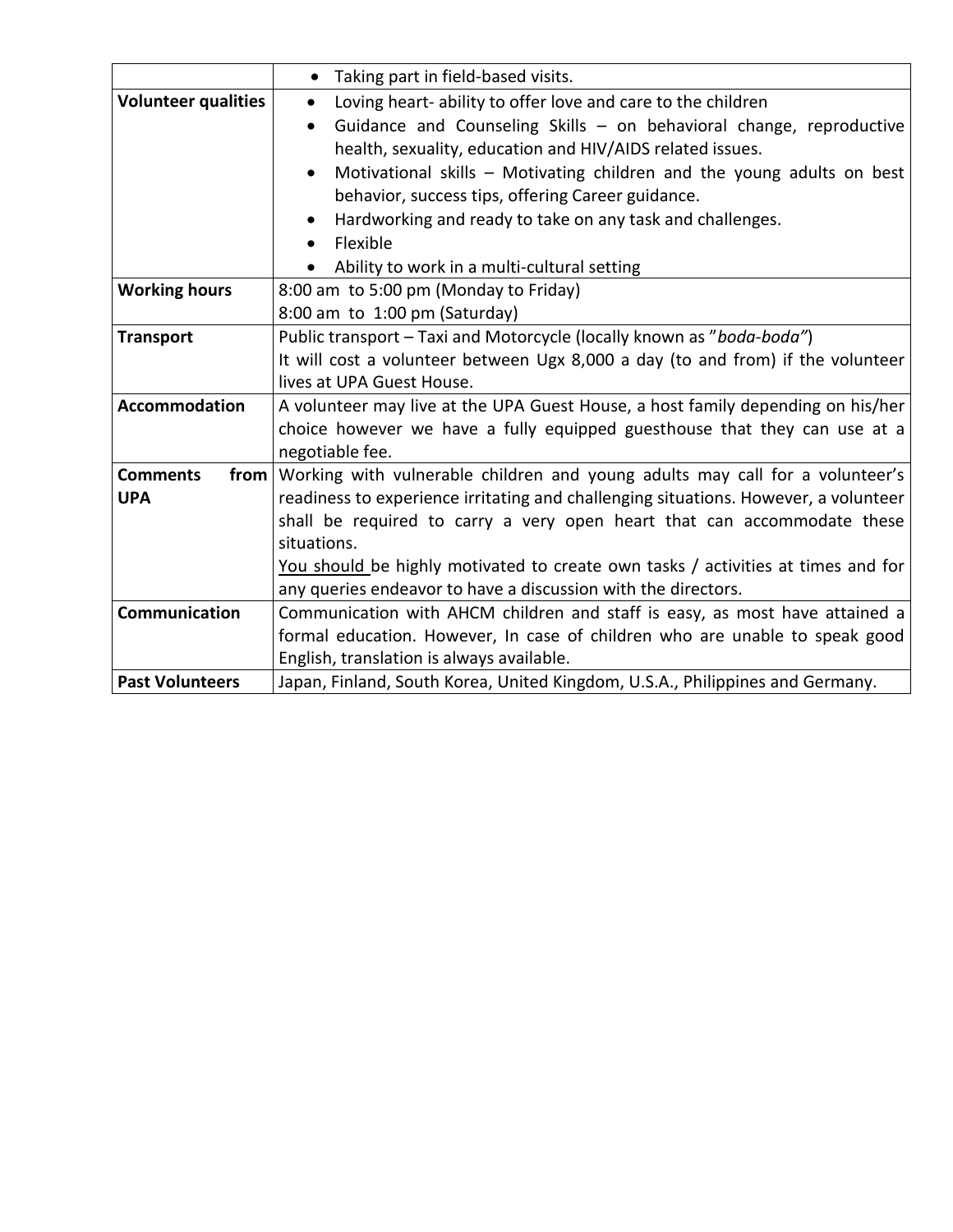| | |
|---|---|
| | • Taking part in field-based visits. |
| **Volunteer qualities** | • Loving heart- ability to offer love and care to the children<br>• Guidance and Counseling Skills – on behavioral change, reproductive health, sexuality, education and HIV/AIDS related issues.<br>• Motivational skills – Motivating children and the young adults on best behavior, success tips, offering Career guidance.<br>• Hardworking and ready to take on any task and challenges.<br>• Flexible<br>• Ability to work in a multi-cultural setting |
| **Working hours** | 8:00 am to 5:00 pm (Monday to Friday)<br>8:00 am to 1:00 pm (Saturday) |
| **Transport** | Public transport – Taxi and Motorcycle (locally known as "*boda-boda"*)<br>It will cost a volunteer between Ugx 8,000 a day (to and from) if the volunteer lives at UPA Guest House. |
| **Accommodation** | A volunteer may live at the UPA Guest House, a host family depending on his/her choice however we have a fully equipped guesthouse that they can use at a negotiable fee. |
| **Comments from UPA** | Working with vulnerable children and young adults may call for a volunteer's readiness to experience irritating and challenging situations. However, a volunteer shall be required to carry a very open heart that can accommodate these situations.<br><u>You should</u> be highly motivated to create own tasks / activities at times and for any queries endeavor to have a discussion with the directors. |
| **Communication** | Communication with AHCM children and staff is easy, as most have attained a formal education. However, In case of children who are unable to speak good English, translation is always available. |
| **Past Volunteers** | Japan, Finland, South Korea, United Kingdom, U.S.A., Philippines and Germany. |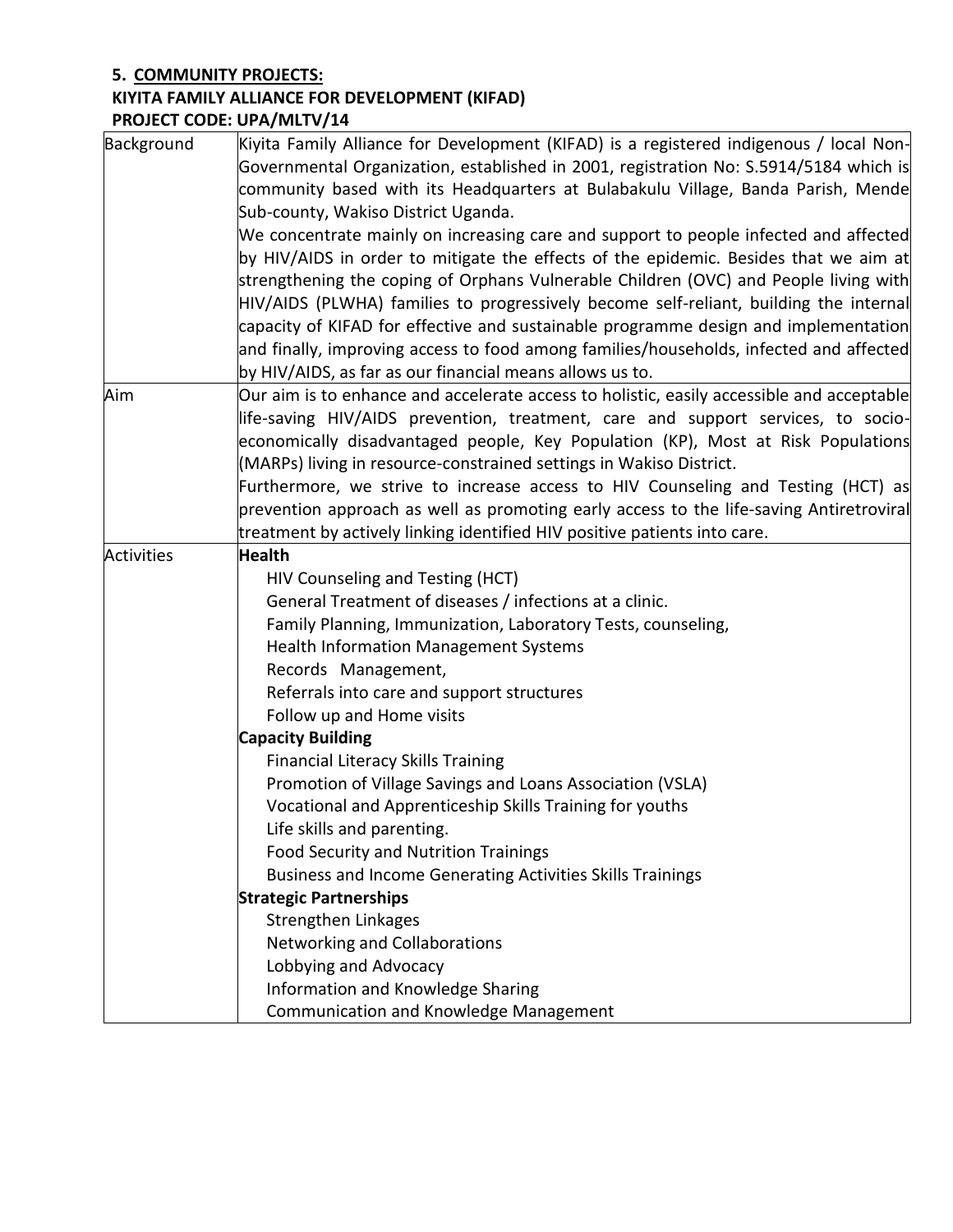**5. COMMUNITY PROJECTS:**

**KIYITA FAMILY ALLIANCE FOR DEVELOPMENT (KIFAD)**

**PROJECT CODE: UPA/MLTV/14**

| | |
|---|---|
| Background | Kiyita Family Alliance for Development (KIFAD) is a registered indigenous / local Non-Governmental Organization, established in 2001, registration No: S.5914/5184 which is community based with its Headquarters at Bulabakulu Village, Banda Parish, Mende Sub-county, Wakiso District Uganda.<br>We concentrate mainly on increasing care and support to people infected and affected by HIV/AIDS in order to mitigate the effects of the epidemic. Besides that we aim at strengthening the coping of Orphans Vulnerable Children (OVC) and People living with HIV/AIDS (PLWHA) families to progressively become self-reliant, building the internal capacity of KIFAD for effective and sustainable programme design and implementation and finally, improving access to food among families/households, infected and affected by HIV/AIDS, as far as our financial means allows us to. |
| Aim | Our aim is to enhance and accelerate access to holistic, easily accessible and acceptable life-saving HIV/AIDS prevention, treatment, care and support services, to socio-economically disadvantaged people, Key Population (KP), Most at Risk Populations (MARPs) living in resource-constrained settings in Wakiso District.<br>Furthermore, we strive to increase access to HIV Counseling and Testing (HCT) as prevention approach as well as promoting early access to the life-saving Antiretroviral treatment by actively linking identified HIV positive patients into care. |
| Activities | **Health**<br>HIV Counseling and Testing (HCT)<br>General Treatment of diseases / infections at a clinic.<br>Family Planning, Immunization, Laboratory Tests, counseling,<br>Health Information Management Systems<br>Records Management,<br>Referrals into care and support structures<br>Follow up and Home visits<br>**Capacity Building**<br>Financial Literacy Skills Training<br>Promotion of Village Savings and Loans Association (VSLA)<br>Vocational and Apprenticeship Skills Training for youths<br>Life skills and parenting.<br>Food Security and Nutrition Trainings<br>Business and Income Generating Activities Skills Trainings<br>**Strategic Partnerships**<br>Strengthen Linkages<br>Networking and Collaborations<br>Lobbying and Advocacy<br>Information and Knowledge Sharing<br>Communication and Knowledge Management |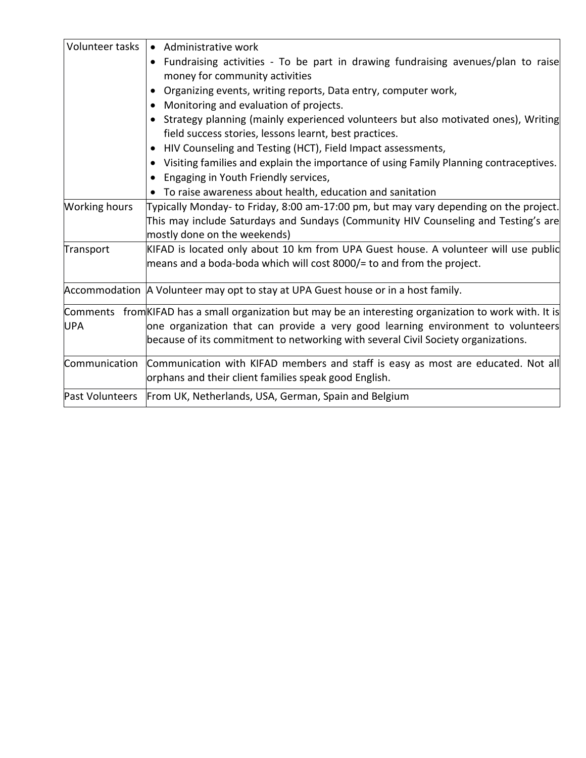| | |
|---|---|
| Volunteer tasks | • Administrative work<br>• Fundraising activities - To be part in drawing fundraising avenues/plan to raise money for community activities<br>• Organizing events, writing reports, Data entry, computer work,<br>• Monitoring and evaluation of projects.<br>• Strategy planning (mainly experienced volunteers but also motivated ones), Writing field success stories, lessons learnt, best practices.<br>• HIV Counseling and Testing (HCT), Field Impact assessments,<br>• Visiting families and explain the importance of using Family Planning contraceptives.<br>• Engaging in Youth Friendly services,<br>• To raise awareness about health, education and sanitation |
| Working hours | Typically Monday- to Friday, 8:00 am-17:00 pm, but may vary depending on the project. This may include Saturdays and Sundays (Community HIV Counseling and Testing's are mostly done on the weekends) |
| Transport | KIFAD is located only about 10 km from UPA Guest house. A volunteer will use public means and a boda-boda which will cost 8000/= to and from the project. |
| Accommodation | A Volunteer may opt to stay at UPA Guest house or in a host family. |
| Comments from UPA | KIFAD has a small organization but may be an interesting organization to work with. It is one organization that can provide a very good learning environment to volunteers because of its commitment to networking with several Civil Society organizations. |
| Communication | Communication with KIFAD members and staff is easy as most are educated. Not all orphans and their client families speak good English. |
| Past Volunteers | From UK, Netherlands, USA, German, Spain and Belgium |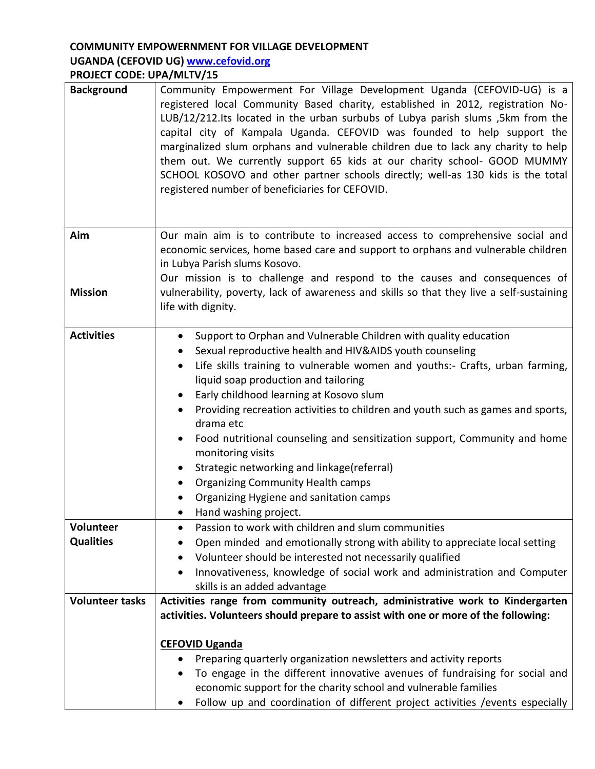**COMMUNITY EMPOWERNMENT FOR VILLAGE DEVELOPMENT UGANDA (CEFOVID UG) [www.cefovid.org](http://www.cefovid.org)**

**PROJECT CODE: UPA/MLTV/15**

| | |
|---|---|
| **Background** | Community Empowerment For Village Development Uganda (CEFOVID-UG) is a registered local Community Based charity, established in 2012, registration No-LUB/12/212.Its located in the urban surbubs of Lubya parish slums ,5km from the capital city of Kampala Uganda. CEFOVID was founded to help support the marginalized slum orphans and vulnerable children due to lack any charity to help them out. We currently support 65 kids at our charity school- GOOD MUMMY SCHOOL KOSOVO and other partner schools directly; well-as 130 kids is the total registered number of beneficiaries for CEFOVID. |
| **Aim**<br><br>**Mission** | Our main aim is to contribute to increased access to comprehensive social and economic services, home based care and support to orphans and vulnerable children in Lubya Parish slums Kosovo.<br>Our mission is to challenge and respond to the causes and consequences of vulnerability, poverty, lack of awareness and skills so that they live a self-sustaining life with dignity. |
| **Activities** | • Support to Orphan and Vulnerable Children with quality education<br>• Sexual reproductive health and HIV&AIDS youth counseling<br>• Life skills training to vulnerable women and youths:- Crafts, urban farming, liquid soap production and tailoring<br>• Early childhood learning at Kosovo slum<br>• Providing recreation activities to children and youth such as games and sports, drama etc<br>• Food nutritional counseling and sensitization support, Community and home monitoring visits<br>• Strategic networking and linkage(referral)<br>• Organizing Community Health camps<br>• Organizing Hygiene and sanitation camps<br>• Hand washing project. |
| **Volunteer Qualities** | • Passion to work with children and slum communities<br>• Open minded and emotionally strong with ability to appreciate local setting<br>• Volunteer should be interested not necessarily qualified<br>• Innovativeness, knowledge of social work and administration and Computer skills is an added advantage |
| **Volunteer tasks** | **Activities range from community outreach, administrative work to Kindergarten activities. Volunteers should prepare to assist with one or more of the following:**<br><br>**<u>CEFOVID Uganda</u>**<br>• Preparing quarterly organization newsletters and activity reports<br>• To engage in the different innovative avenues of fundraising for social and economic support for the charity school and vulnerable families<br>• Follow up and coordination of different project activities /events especially |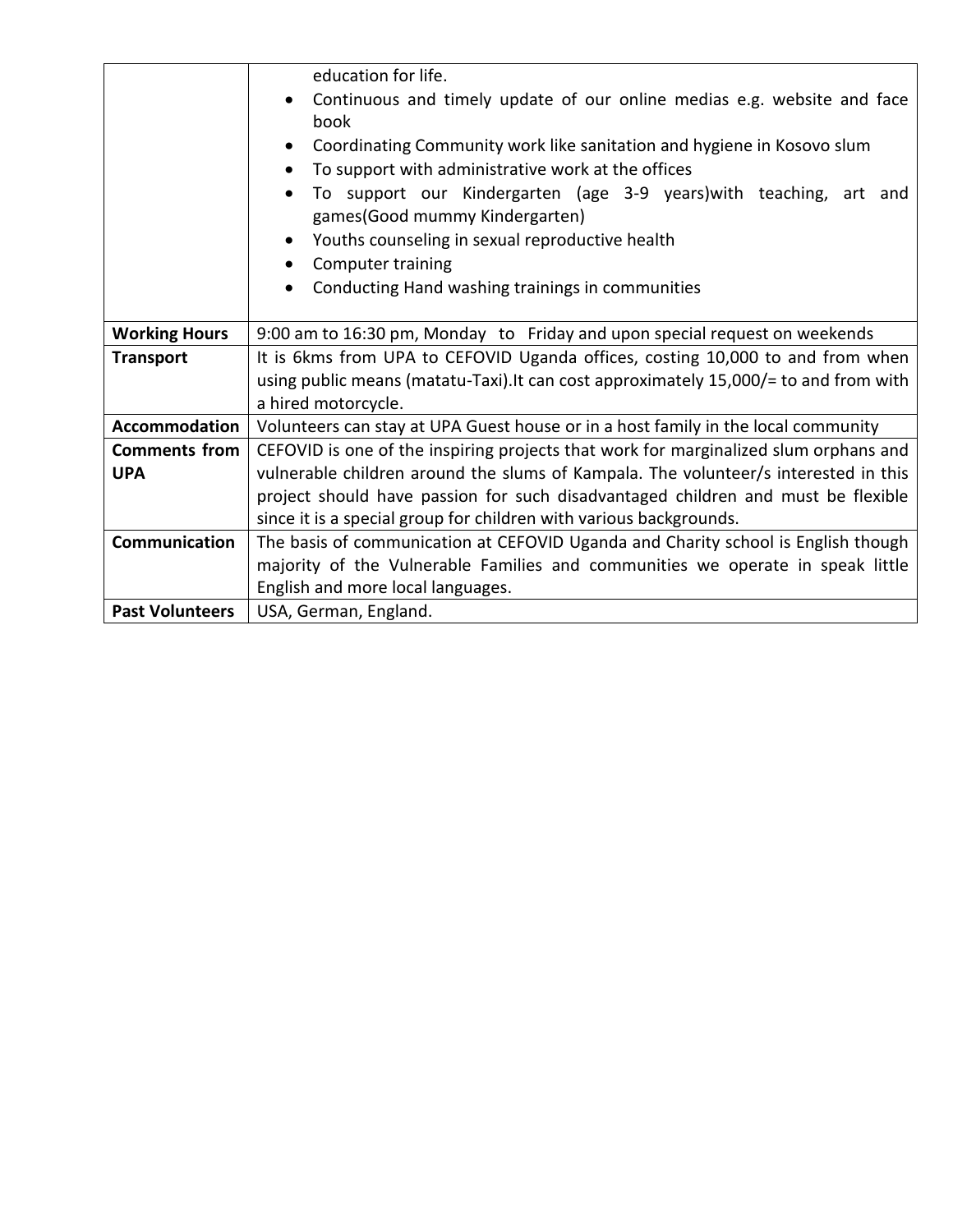| | |
|---|---|
| | education for life.<br>• Continuous and timely update of our online medias e.g. website and face book<br>• Coordinating Community work like sanitation and hygiene in Kosovo slum<br>• To support with administrative work at the offices<br>• To support our Kindergarten (age 3-9 years)with teaching, art and games(Good mummy Kindergarten)<br>• Youths counseling in sexual reproductive health<br>• Computer training<br>• Conducting Hand washing trainings in communities |
| **Working Hours** | 9:00 am to 16:30 pm, Monday to Friday and upon special request on weekends |
| **Transport** | It is 6kms from UPA to CEFOVID Uganda offices, costing 10,000 to and from when using public means (matatu-Taxi).It can cost approximately 15,000/= to and from with a hired motorcycle. |
| **Accommodation** | Volunteers can stay at UPA Guest house or in a host family in the local community |
| **Comments from UPA** | CEFOVID is one of the inspiring projects that work for marginalized slum orphans and vulnerable children around the slums of Kampala. The volunteer/s interested in this project should have passion for such disadvantaged children and must be flexible since it is a special group for children with various backgrounds. |
| **Communication** | The basis of communication at CEFOVID Uganda and Charity school is English though majority of the Vulnerable Families and communities we operate in speak little English and more local languages. |
| **Past Volunteers** | USA, German, England. |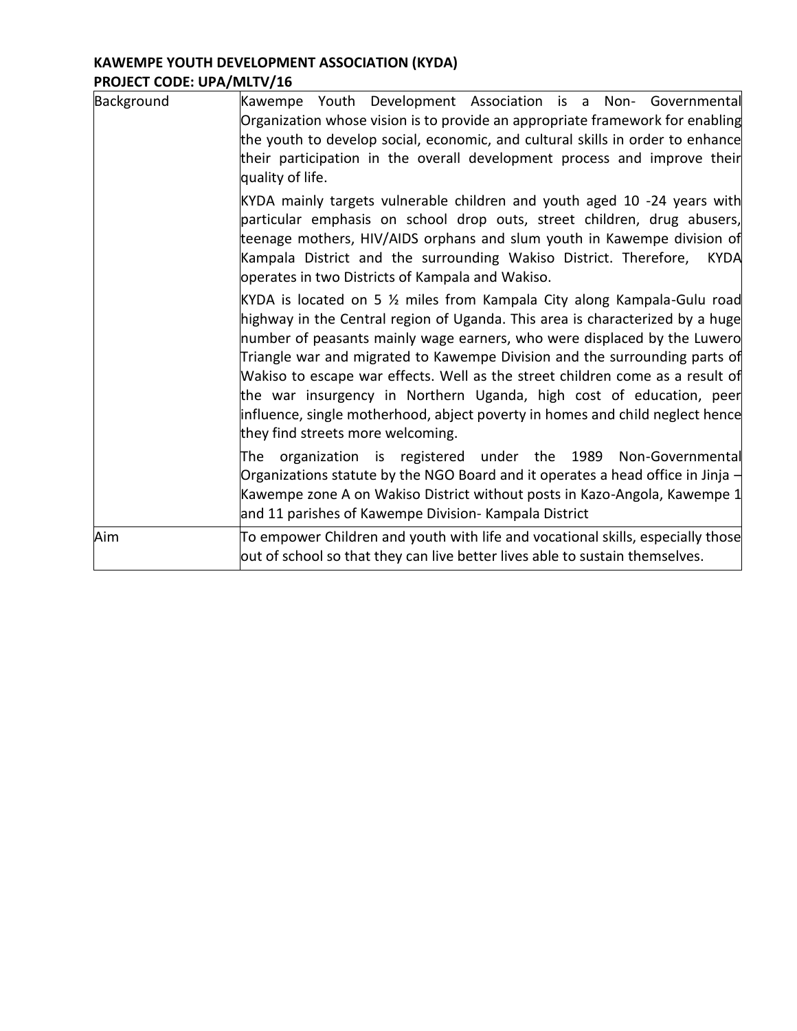**KAWEMPE YOUTH DEVELOPMENT ASSOCIATION (KYDA)**
**PROJECT CODE: UPA/MLTV/16**

| | |
|---|---|
| Background | Kawempe Youth Development Association is a Non- Governmental Organization whose vision is to provide an appropriate framework for enabling the youth to develop social, economic, and cultural skills in order to enhance their participation in the overall development process and improve their quality of life.<br><br>KYDA mainly targets vulnerable children and youth aged 10 -24 years with particular emphasis on school drop outs, street children, drug abusers, teenage mothers, HIV/AIDS orphans and slum youth in Kawempe division of Kampala District and the surrounding Wakiso District. Therefore, KYDA operates in two Districts of Kampala and Wakiso.<br><br>KYDA is located on 5 ½ miles from Kampala City along Kampala-Gulu road highway in the Central region of Uganda. This area is characterized by a huge number of peasants mainly wage earners, who were displaced by the Luwero Triangle war and migrated to Kawempe Division and the surrounding parts of Wakiso to escape war effects. Well as the street children come as a result of the war insurgency in Northern Uganda, high cost of education, peer influence, single motherhood, abject poverty in homes and child neglect hence they find streets more welcoming.<br><br>The organization is registered under the 1989 Non-Governmental Organizations statute by the NGO Board and it operates a head office in Jinja – Kawempe zone A on Wakiso District without posts in Kazo-Angola, Kawempe 1 and 11 parishes of Kawempe Division- Kampala District |
| Aim | To empower Children and youth with life and vocational skills, especially those out of school so that they can live better lives able to sustain themselves. |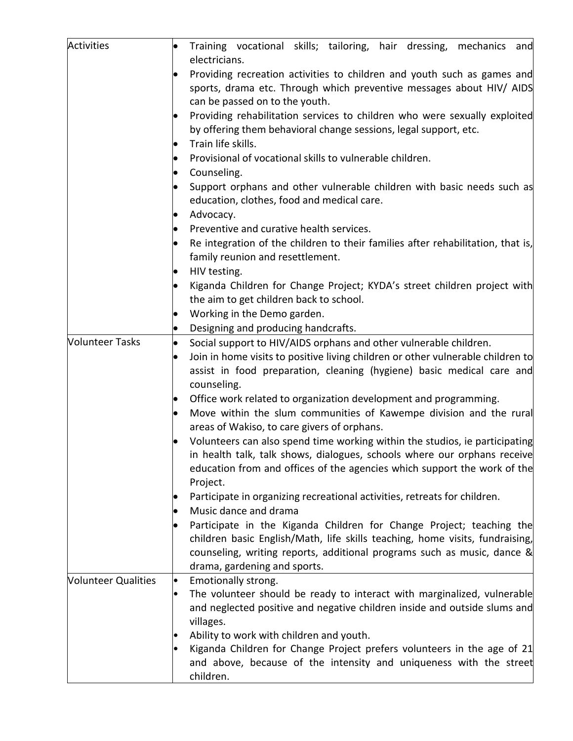| | |
|---|---|
| Activities | • Training vocational skills; tailoring, hair dressing, mechanics and electricians.<br>• Providing recreation activities to children and youth such as games and sports, drama etc. Through which preventive messages about HIV/ AIDS can be passed on to the youth.<br>• Providing rehabilitation services to children who were sexually exploited by offering them behavioral change sessions, legal support, etc.<br>• Train life skills.<br>• Provisional of vocational skills to vulnerable children.<br>• Counseling.<br>• Support orphans and other vulnerable children with basic needs such as education, clothes, food and medical care.<br>• Advocacy.<br>• Preventive and curative health services.<br>• Re integration of the children to their families after rehabilitation, that is, family reunion and resettlement.<br>• HIV testing.<br>• Kiganda Children for Change Project; KYDA's street children project with the aim to get children back to school.<br>• Working in the Demo garden.<br>• Designing and producing handcrafts. |
| Volunteer Tasks | • Social support to HIV/AIDS orphans and other vulnerable children.<br>• Join in home visits to positive living children or other vulnerable children to assist in food preparation, cleaning (hygiene) basic medical care and counseling.<br>• Office work related to organization development and programming.<br>• Move within the slum communities of Kawempe division and the rural areas of Wakiso, to care givers of orphans.<br>• Volunteers can also spend time working within the studios, ie participating in health talk, talk shows, dialogues, schools where our orphans receive education from and offices of the agencies which support the work of the Project.<br>• Participate in organizing recreational activities, retreats for children.<br>• Music dance and drama<br>• Participate in the Kiganda Children for Change Project; teaching the children basic English/Math, life skills teaching, home visits, fundraising, counseling, writing reports, additional programs such as music, dance & drama, gardening and sports. |
| Volunteer Qualities | • Emotionally strong.<br>• The volunteer should be ready to interact with marginalized, vulnerable and neglected positive and negative children inside and outside slums and villages.<br>• Ability to work with children and youth.<br>• Kiganda Children for Change Project prefers volunteers in the age of 21 and above, because of the intensity and uniqueness with the street children. |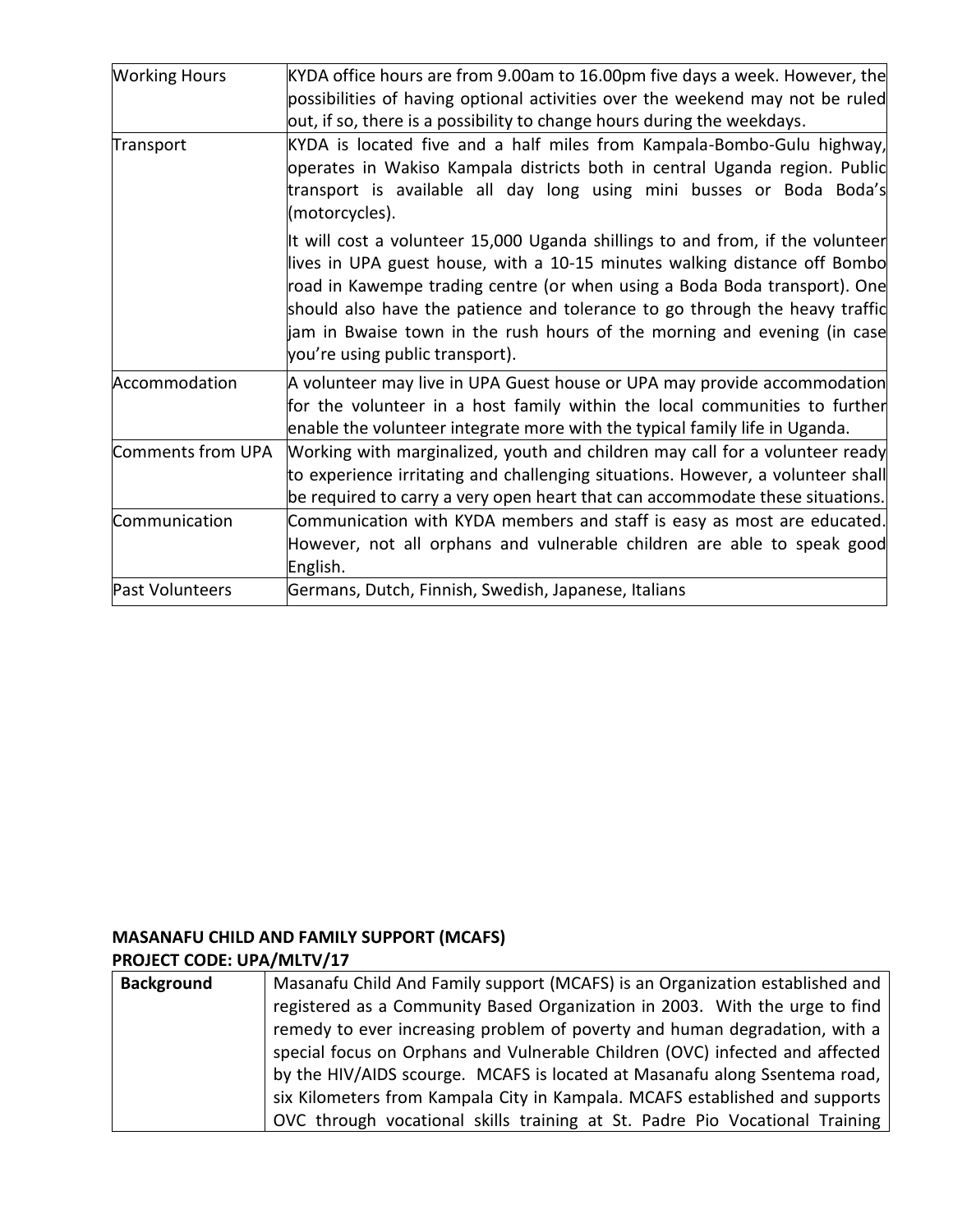| | |
|---|---|
| Working Hours | KYDA office hours are from 9.00am to 16.00pm five days a week. However, the possibilities of having optional activities over the weekend may not be ruled out, if so, there is a possibility to change hours during the weekdays. |
| Transport | KYDA is located five and a half miles from Kampala-Bombo-Gulu highway, operates in Wakiso Kampala districts both in central Uganda region. Public transport is available all day long using mini busses or Boda Boda's (motorcycles).<br><br>It will cost a volunteer 15,000 Uganda shillings to and from, if the volunteer lives in UPA guest house, with a 10-15 minutes walking distance off Bombo road in Kawempe trading centre (or when using a Boda Boda transport). One should also have the patience and tolerance to go through the heavy traffic jam in Bwaise town in the rush hours of the morning and evening (in case you're using public transport). |
| Accommodation | A volunteer may live in UPA Guest house or UPA may provide accommodation for the volunteer in a host family within the local communities to further enable the volunteer integrate more with the typical family life in Uganda. |
| Comments from UPA | Working with marginalized, youth and children may call for a volunteer ready to experience irritating and challenging situations. However, a volunteer shall be required to carry a very open heart that can accommodate these situations. |
| Communication | Communication with KYDA members and staff is easy as most are educated. However, not all orphans and vulnerable children are able to speak good English. |
| Past Volunteers | Germans, Dutch, Finnish, Swedish, Japanese, Italians |

**MASANAFU CHILD AND FAMILY SUPPORT (MCAFS)**
**PROJECT CODE: UPA/MLTV/17**

| | |
|---|---|
| **Background** | Masanafu Child And Family support (MCAFS) is an Organization established and registered as a Community Based Organization in 2003. With the urge to find remedy to ever increasing problem of poverty and human degradation, with a special focus on Orphans and Vulnerable Children (OVC) infected and affected by the HIV/AIDS scourge. MCAFS is located at Masanafu along Ssentema road, six Kilometers from Kampala City in Kampala. MCAFS established and supports OVC through vocational skills training at St. Padre Pio Vocational Training |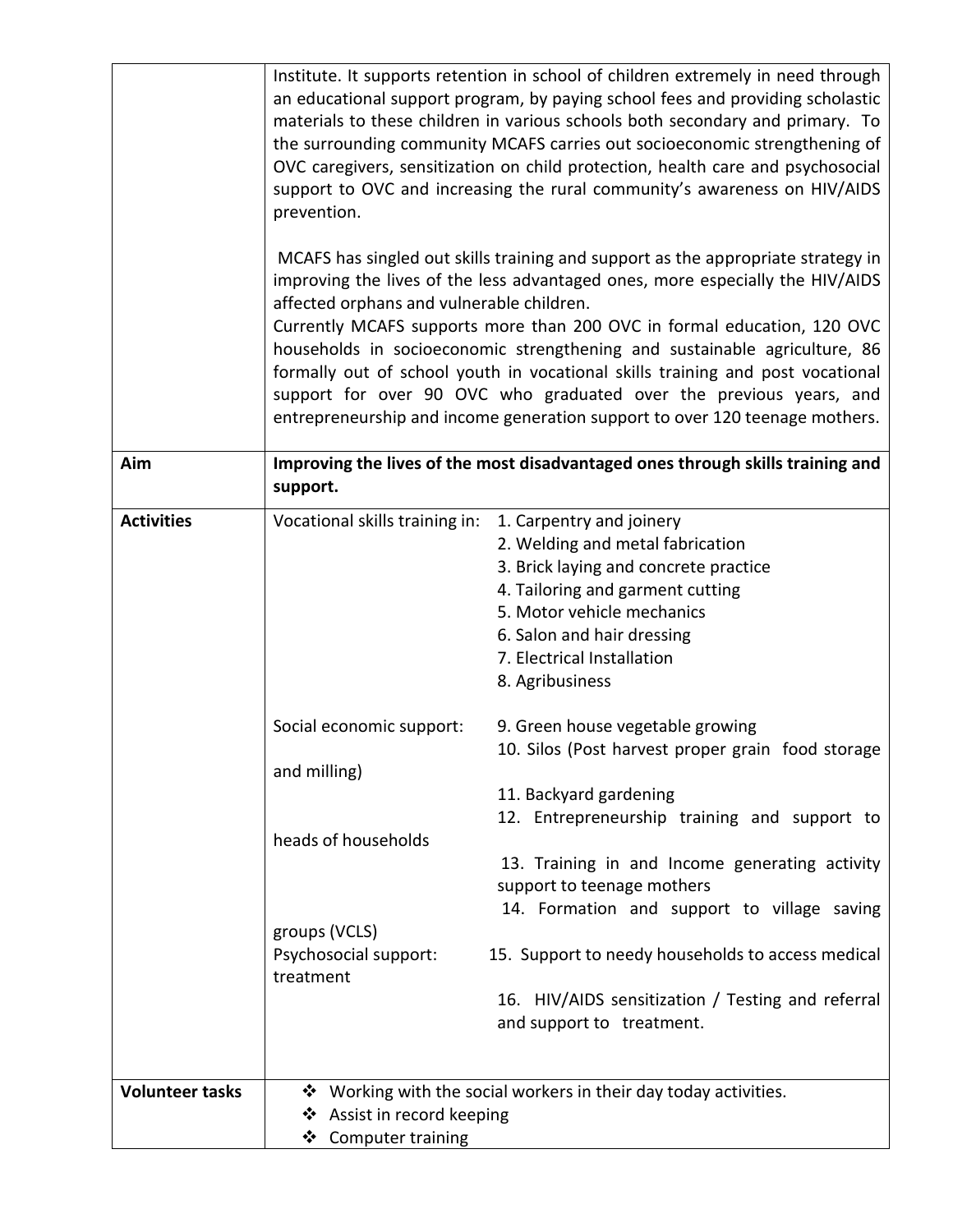| | |
|---|---|
| | Institute. It supports retention in school of children extremely in need through an educational support program, by paying school fees and providing scholastic materials to these children in various schools both secondary and primary. To the surrounding community MCAFS carries out socioeconomic strengthening of OVC caregivers, sensitization on child protection, health care and psychosocial support to OVC and increasing the rural community's awareness on HIV/AIDS prevention.<br><br>MCAFS has singled out skills training and support as the appropriate strategy in improving the lives of the less advantaged ones, more especially the HIV/AIDS affected orphans and vulnerable children.<br>Currently MCAFS supports more than 200 OVC in formal education, 120 OVC households in socioeconomic strengthening and sustainable agriculture, 86 formally out of school youth in vocational skills training and post vocational support for over 90 OVC who graduated over the previous years, and entrepreneurship and income generation support to over 120 teenage mothers. |
| **Aim** | **Improving the lives of the most disadvantaged ones through skills training and support.** |
| **Activities** | Vocational skills training in: 1. Carpentry and joinery<br>2. Welding and metal fabrication<br>3. Brick laying and concrete practice<br>4. Tailoring and garment cutting<br>5. Motor vehicle mechanics<br>6. Salon and hair dressing<br>7. Electrical Installation<br>8. Agribusiness<br><br>Social economic support: 9. Green house vegetable growing<br>10. Silos (Post harvest proper grain food storage and milling)<br>11. Backyard gardening<br>12. Entrepreneurship training and support to heads of households<br>13. Training in and Income generating activity support to teenage mothers<br>14. Formation and support to village saving groups (VCLS)<br><br>Psychosocial support: 15. Support to needy households to access medical treatment<br>16. HIV/AIDS sensitization / Testing and referral and support to treatment. |
| **Volunteer tasks** | ❖ Working with the social workers in their day today activities.<br>❖ Assist in record keeping<br>❖ Computer training |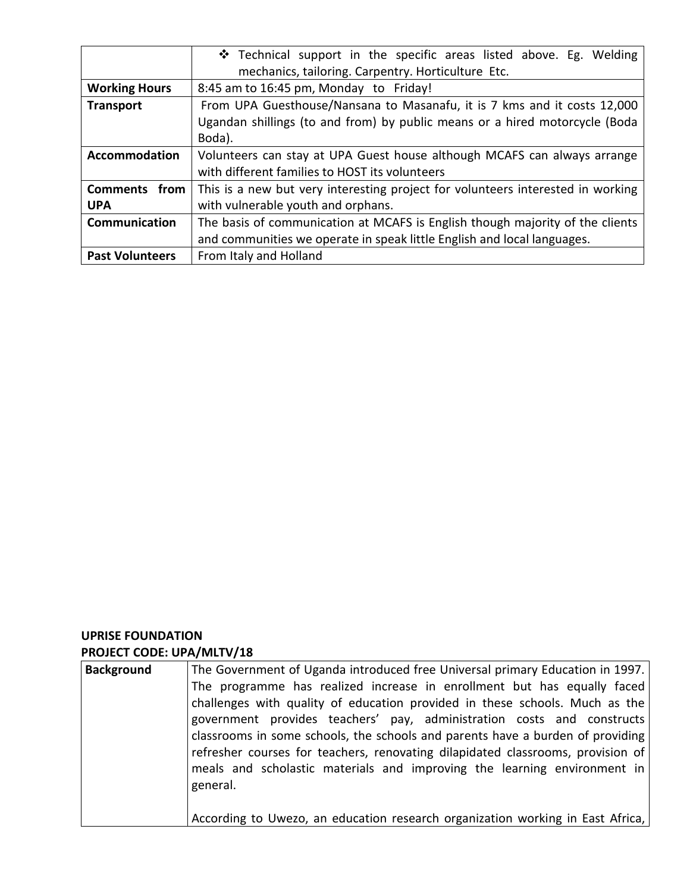| | |
|---|---|
| | ❖ Technical support in the specific areas listed above. Eg. Welding mechanics, tailoring. Carpentry. Horticulture Etc. |
| **Working Hours** | 8:45 am to 16:45 pm, Monday to Friday! |
| **Transport** | From UPA Guesthouse/Nansana to Masanafu, it is 7 kms and it costs 12,000 Ugandan shillings (to and from) by public means or a hired motorcycle (Boda Boda). |
| **Accommodation** | Volunteers can stay at UPA Guest house although MCAFS can always arrange with different families to HOST its volunteers |
| **Comments from UPA** | This is a new but very interesting project for volunteers interested in working with vulnerable youth and orphans. |
| **Communication** | The basis of communication at MCAFS is English though majority of the clients and communities we operate in speak little English and local languages. |
| **Past Volunteers** | From Italy and Holland |

**UPRISE FOUNDATION**
**PROJECT CODE: UPA/MLTV/18**

| | |
|---|---|
| **Background** | The Government of Uganda introduced free Universal primary Education in 1997. The programme has realized increase in enrollment but has equally faced challenges with quality of education provided in these schools. Much as the government provides teachers' pay, administration costs and constructs classrooms in some schools, the schools and parents have a burden of providing refresher courses for teachers, renovating dilapidated classrooms, provision of meals and scholastic materials and improving the learning environment in general.<br><br>According to Uwezo, an education research organization working in East Africa, |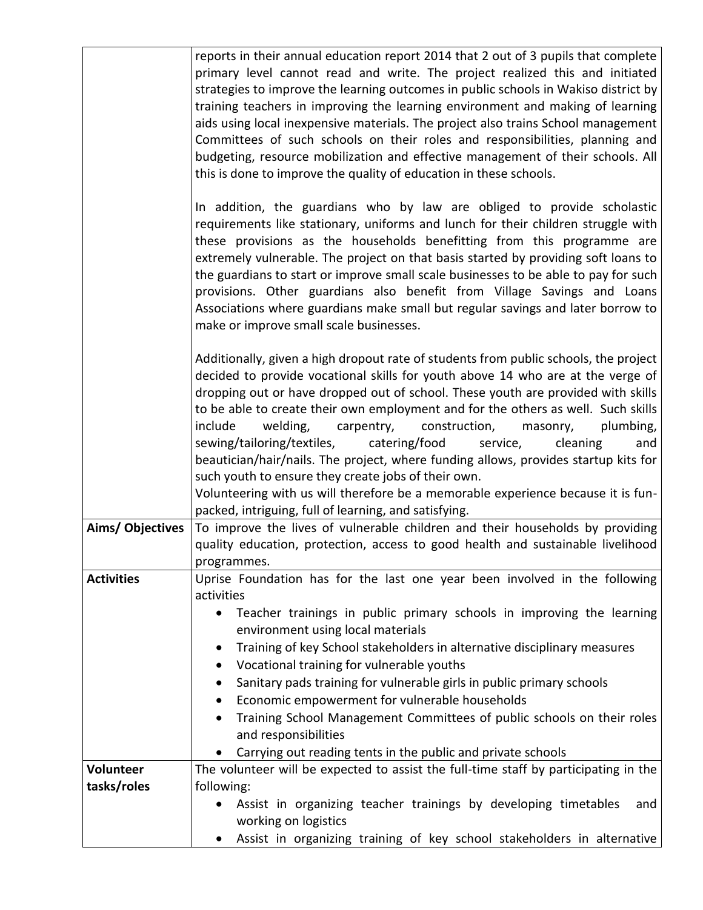| | |
|---|---|
| | reports in their annual education report 2014 that 2 out of 3 pupils that complete primary level cannot read and write. The project realized this and initiated strategies to improve the learning outcomes in public schools in Wakiso district by training teachers in improving the learning environment and making of learning aids using local inexpensive materials. The project also trains School management Committees of such schools on their roles and responsibilities, planning and budgeting, resource mobilization and effective management of their schools. All this is done to improve the quality of education in these schools.<br><br>In addition, the guardians who by law are obliged to provide scholastic requirements like stationary, uniforms and lunch for their children struggle with these provisions as the households benefitting from this programme are extremely vulnerable. The project on that basis started by providing soft loans to the guardians to start or improve small scale businesses to be able to pay for such provisions. Other guardians also benefit from Village Savings and Loans Associations where guardians make small but regular savings and later borrow to make or improve small scale businesses.<br><br>Additionally, given a high dropout rate of students from public schools, the project decided to provide vocational skills for youth above 14 who are at the verge of dropping out or have dropped out of school. These youth are provided with skills to be able to create their own employment and for the others as well. Such skills include welding, carpentry, construction, masonry, plumbing, sewing/tailoring/textiles, catering/food service, cleaning and beautician/hair/nails. The project, where funding allows, provides startup kits for such youth to ensure they create jobs of their own.<br>Volunteering with us will therefore be a memorable experience because it is fun-packed, intriguing, full of learning, and satisfying. |
| **Aims/ Objectives** | To improve the lives of vulnerable children and their households by providing quality education, protection, access to good health and sustainable livelihood programmes. |
| **Activities** | Uprise Foundation has for the last one year been involved in the following activities<br>• Teacher trainings in public primary schools in improving the learning environment using local materials<br>• Training of key School stakeholders in alternative disciplinary measures<br>• Vocational training for vulnerable youths<br>• Sanitary pads training for vulnerable girls in public primary schools<br>• Economic empowerment for vulnerable households<br>• Training School Management Committees of public schools on their roles and responsibilities<br>• Carrying out reading tents in the public and private schools |
| **Volunteer tasks/roles** | The volunteer will be expected to assist the full-time staff by participating in the following:<br>• Assist in organizing teacher trainings by developing timetables and working on logistics<br>• Assist in organizing training of key school stakeholders in alternative |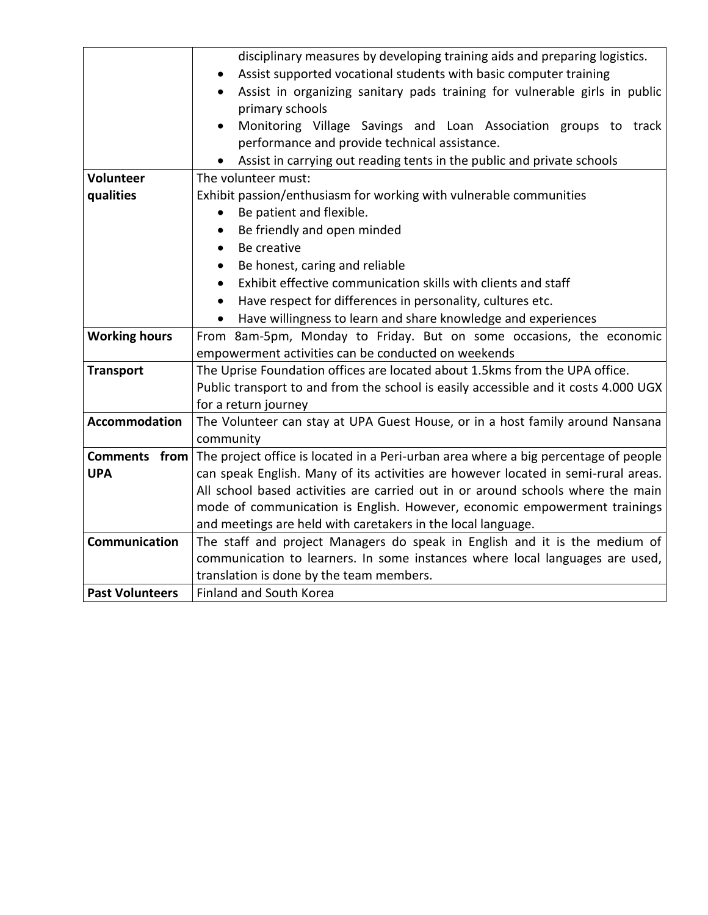| | |
|---|---|
| | disciplinary measures by developing training aids and preparing logistics.<br>• Assist supported vocational students with basic computer training<br>• Assist in organizing sanitary pads training for vulnerable girls in public primary schools<br>• Monitoring Village Savings and Loan Association groups to track performance and provide technical assistance.<br>• Assist in carrying out reading tents in the public and private schools |
| **Volunteer qualities** | The volunteer must:<br>Exhibit passion/enthusiasm for working with vulnerable communities<br>• Be patient and flexible.<br>• Be friendly and open minded<br>• Be creative<br>• Be honest, caring and reliable<br>• Exhibit effective communication skills with clients and staff<br>• Have respect for differences in personality, cultures etc.<br>• Have willingness to learn and share knowledge and experiences |
| **Working hours** | From 8am-5pm, Monday to Friday. But on some occasions, the economic empowerment activities can be conducted on weekends |
| **Transport** | The Uprise Foundation offices are located about 1.5kms from the UPA office.<br>Public transport to and from the school is easily accessible and it costs 4.000 UGX for a return journey |
| **Accommodation** | The Volunteer can stay at UPA Guest House, or in a host family around Nansana community |
| **Comments from UPA** | The project office is located in a Peri-urban area where a big percentage of people can speak English. Many of its activities are however located in semi-rural areas. All school based activities are carried out in or around schools where the main mode of communication is English. However, economic empowerment trainings and meetings are held with caretakers in the local language. |
| **Communication** | The staff and project Managers do speak in English and it is the medium of communication to learners. In some instances where local languages are used, translation is done by the team members. |
| **Past Volunteers** | Finland and South Korea |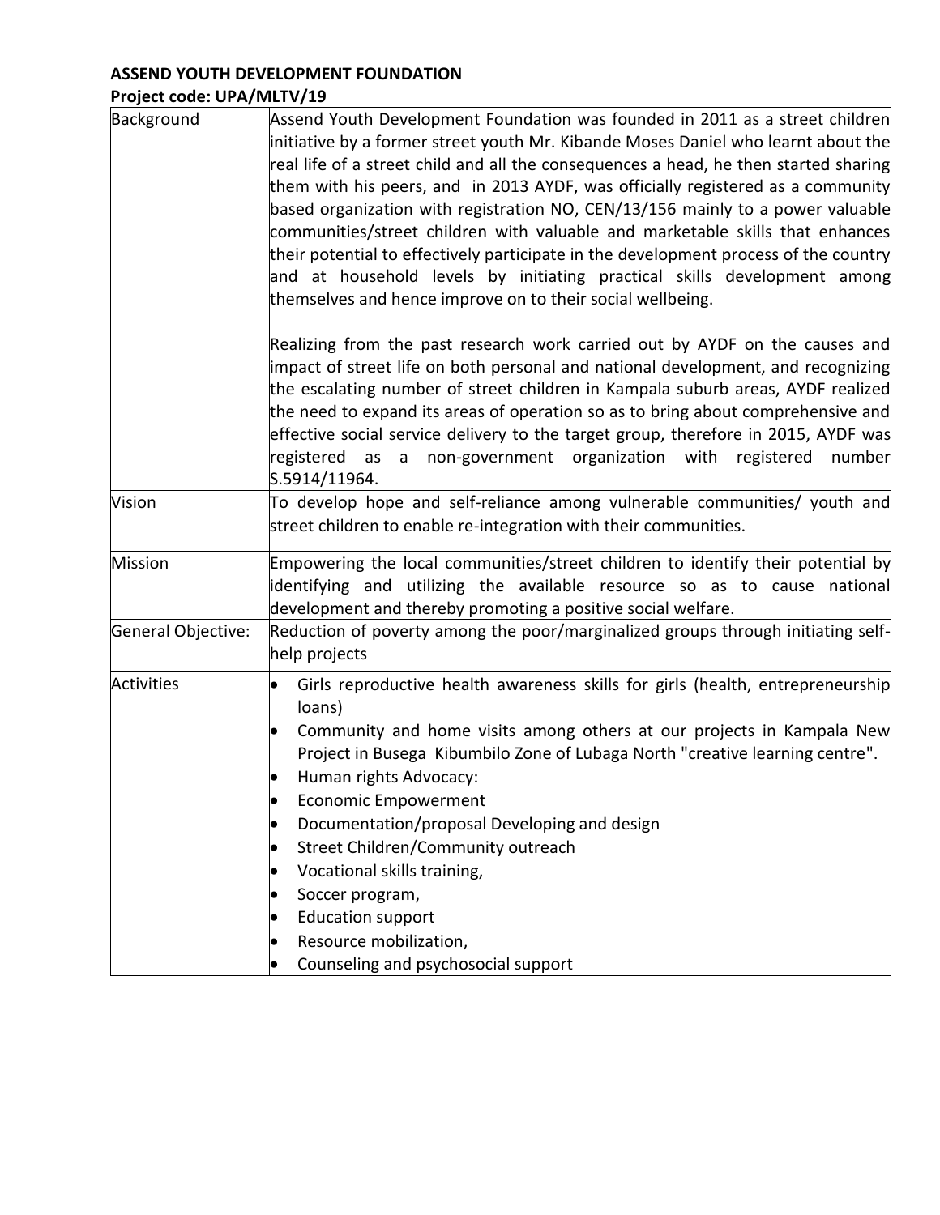**ASSEND YOUTH DEVELOPMENT FOUNDATION**

**Project code: UPA/MLTV/19**

| | |
|---|---|
| Background | Assend Youth Development Foundation was founded in 2011 as a street children initiative by a former street youth Mr. Kibande Moses Daniel who learnt about the real life of a street child and all the consequences a head, he then started sharing them with his peers, and in 2013 AYDF, was officially registered as a community based organization with registration NO, CEN/13/156 mainly to a power valuable communities/street children with valuable and marketable skills that enhances their potential to effectively participate in the development process of the country and at household levels by initiating practical skills development among themselves and hence improve on to their social wellbeing.<br><br>Realizing from the past research work carried out by AYDF on the causes and impact of street life on both personal and national development, and recognizing the escalating number of street children in Kampala suburb areas, AYDF realized the need to expand its areas of operation so as to bring about comprehensive and effective social service delivery to the target group, therefore in 2015, AYDF was registered as a non-government organization with registered number S.5914/11964. |
| Vision | To develop hope and self-reliance among vulnerable communities/ youth and street children to enable re-integration with their communities. |
| Mission | Empowering the local communities/street children to identify their potential by identifying and utilizing the available resource so as to cause national development and thereby promoting a positive social welfare. |
| General Objective: | Reduction of poverty among the poor/marginalized groups through initiating self-help projects |
| Activities | • Girls reproductive health awareness skills for girls (health, entrepreneurship loans)<br>• Community and home visits among others at our projects in Kampala New Project in Busega Kibumbilo Zone of Lubaga North "creative learning centre".<br>• Human rights Advocacy:<br>• Economic Empowerment<br>• Documentation/proposal Developing and design<br>• Street Children/Community outreach<br>• Vocational skills training,<br>• Soccer program,<br>• Education support<br>• Resource mobilization,<br>• Counseling and psychosocial support |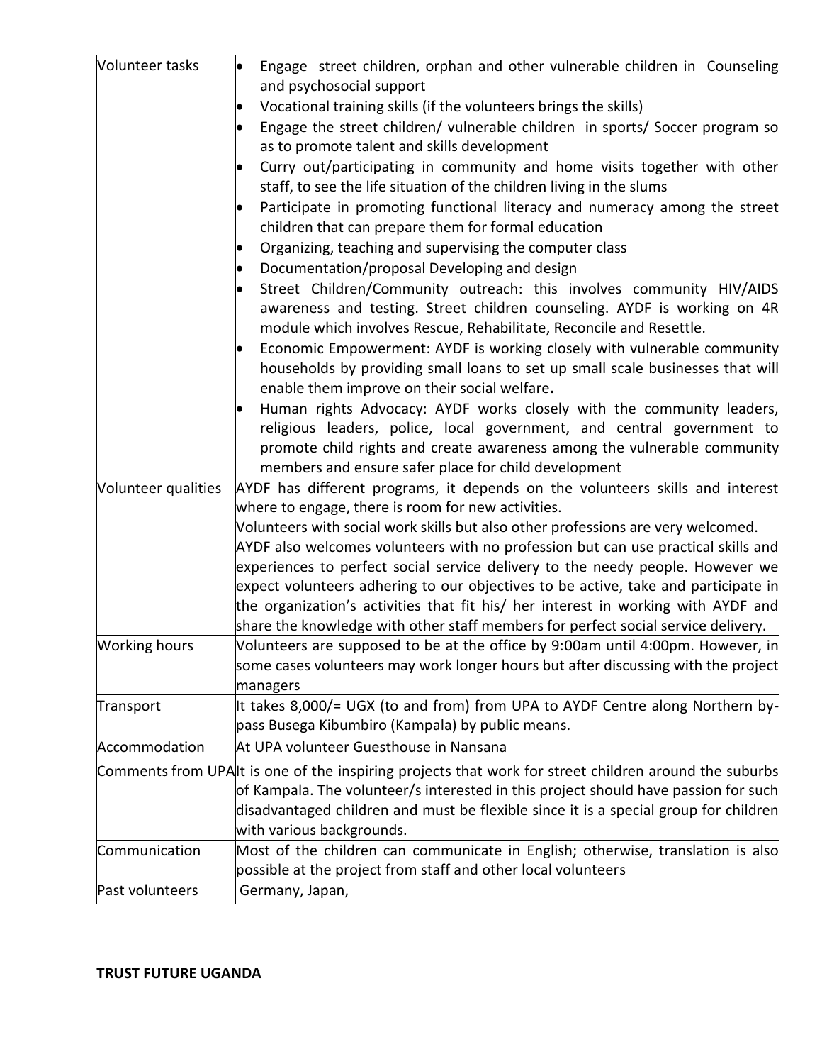| | |
|---|---|
| Volunteer tasks | • Engage street children, orphan and other vulnerable children in Counseling and psychosocial support<br>• Vocational training skills (if the volunteers brings the skills)<br>• Engage the street children/ vulnerable children in sports/ Soccer program so as to promote talent and skills development<br>• Curry out/participating in community and home visits together with other staff, to see the life situation of the children living in the slums<br>• Participate in promoting functional literacy and numeracy among the street children that can prepare them for formal education<br>• Organizing, teaching and supervising the computer class<br>• Documentation/proposal Developing and design<br>• Street Children/Community outreach: this involves community HIV/AIDS awareness and testing. Street children counseling. AYDF is working on 4R module which involves Rescue, Rehabilitate, Reconcile and Resettle.<br>• Economic Empowerment: AYDF is working closely with vulnerable community households by providing small loans to set up small scale businesses that will enable them improve on their social welfare.<br>• Human rights Advocacy: AYDF works closely with the community leaders, religious leaders, police, local government, and central government to promote child rights and create awareness among the vulnerable community members and ensure safer place for child development |
| Volunteer qualities | AYDF has different programs, it depends on the volunteers skills and interest where to engage, there is room for new activities.<br>Volunteers with social work skills but also other professions are very welcomed.<br>AYDF also welcomes volunteers with no profession but can use practical skills and experiences to perfect social service delivery to the needy people. However we expect volunteers adhering to our objectives to be active, take and participate in the organization's activities that fit his/ her interest in working with AYDF and share the knowledge with other staff members for perfect social service delivery. |
| Working hours | Volunteers are supposed to be at the office by 9:00am until 4:00pm. However, in some cases volunteers may work longer hours but after discussing with the project managers |
| Transport | It takes 8,000/= UGX (to and from) from UPA to AYDF Centre along Northern by-pass Busega Kibumbiro (Kampala) by public means. |
| Accommodation | At UPA volunteer Guesthouse in Nansana |
| Comments from UPA | It is one of the inspiring projects that work for street children around the suburbs of Kampala. The volunteer/s interested in this project should have passion for such disadvantaged children and must be flexible since it is a special group for children with various backgrounds. |
| Communication | Most of the children can communicate in English; otherwise, translation is also possible at the project from staff and other local volunteers |
| Past volunteers | Germany, Japan, |

**TRUST FUTURE UGANDA**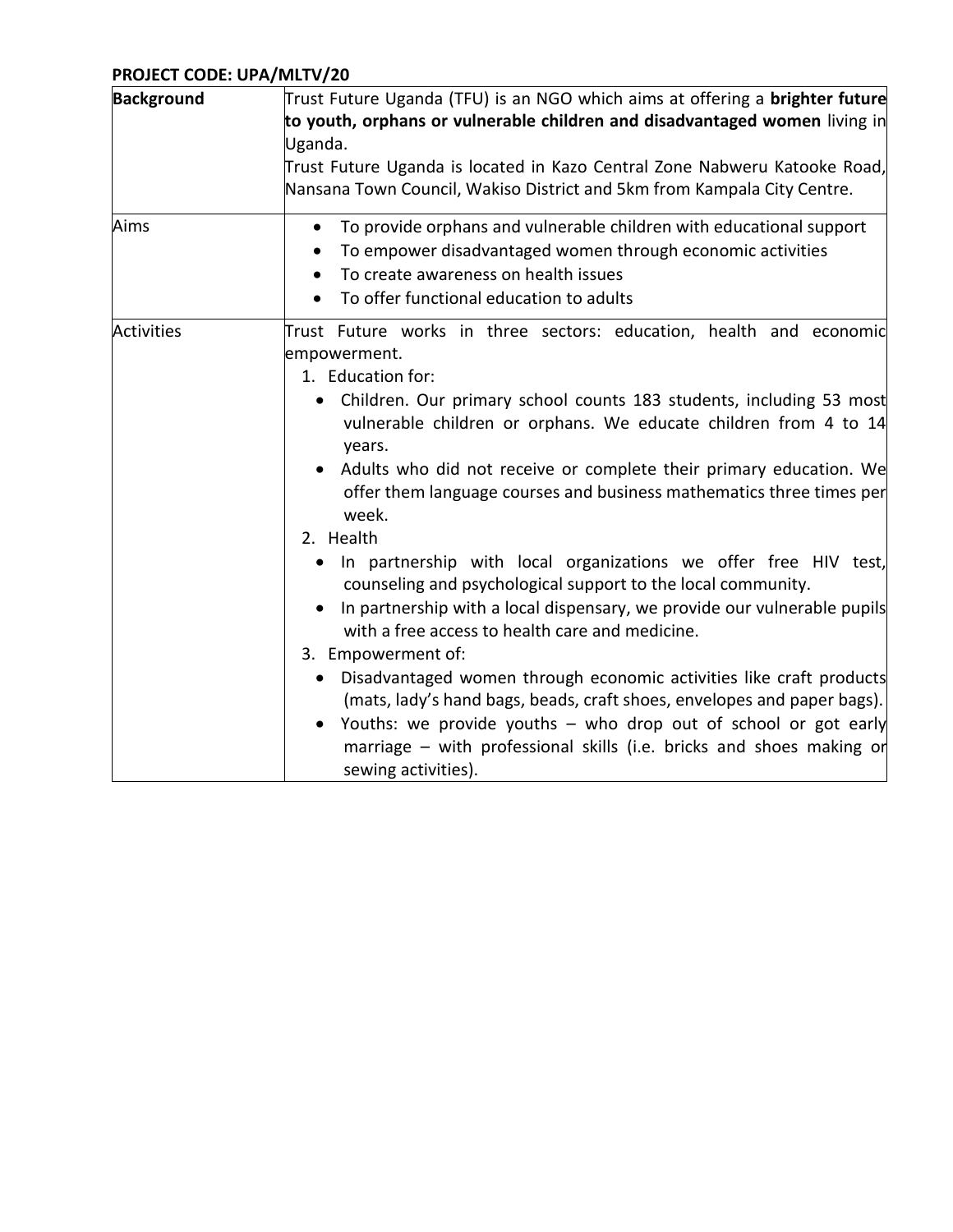**PROJECT CODE: UPA/MLTV/20**

| | |
|---|---|
| Background | Trust Future Uganda (TFU) is an NGO which aims at offering a **brighter future to youth, orphans or vulnerable children and disadvantaged women** living in Uganda.<br>Trust Future Uganda is located in Kazo Central Zone Nabweru Katooke Road, Nansana Town Council, Wakiso District and 5km from Kampala City Centre. |
| Aims | • To provide orphans and vulnerable children with educational support<br>• To empower disadvantaged women through economic activities<br>• To create awareness on health issues<br>• To offer functional education to adults |
| Activities | Trust Future works in three sectors: education, health and economic empowerment.<br>1. Education for:<br>• Children. Our primary school counts 183 students, including 53 most vulnerable children or orphans. We educate children from 4 to 14 years.<br>• Adults who did not receive or complete their primary education. We offer them language courses and business mathematics three times per week.<br>2. Health<br>• In partnership with local organizations we offer free HIV test, counseling and psychological support to the local community.<br>• In partnership with a local dispensary, we provide our vulnerable pupils with a free access to health care and medicine.<br>3. Empowerment of:<br>• Disadvantaged women through economic activities like craft products (mats, lady's hand bags, beads, craft shoes, envelopes and paper bags).<br>• Youths: we provide youths – who drop out of school or got early marriage – with professional skills (i.e. bricks and shoes making or sewing activities). |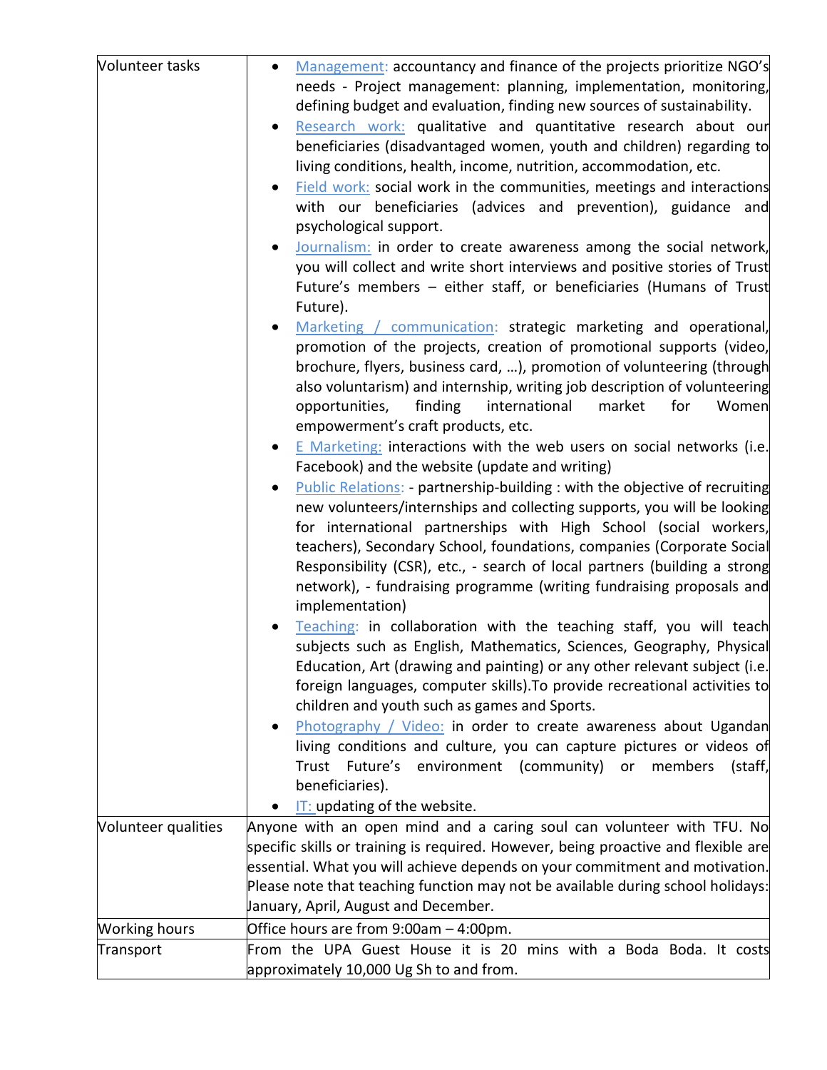| Volunteer tasks | • Management: accountancy and finance of the projects prioritize NGO's needs - Project management: planning, implementation, monitoring, defining budget and evaluation, finding new sources of sustainability.<br>• Research work: qualitative and quantitative research about our beneficiaries (disadvantaged women, youth and children) regarding to living conditions, health, income, nutrition, accommodation, etc.<br>• Field work: social work in the communities, meetings and interactions with our beneficiaries (advices and prevention), guidance and psychological support.<br>• Journalism: in order to create awareness among the social network, you will collect and write short interviews and positive stories of Trust Future's members – either staff, or beneficiaries (Humans of Trust Future).<br>• Marketing / communication: strategic marketing and operational, promotion of the projects, creation of promotional supports (video, brochure, flyers, business card, …), promotion of volunteering (through also voluntarism) and internship, writing job description of volunteering opportunities, finding international market for Women empowerment's craft products, etc.<br>• E Marketing: interactions with the web users on social networks (i.e. Facebook) and the website (update and writing)<br>• Public Relations: - partnership-building : with the objective of recruiting new volunteers/internships and collecting supports, you will be looking for international partnerships with High School (social workers, teachers), Secondary School, foundations, companies (Corporate Social Responsibility (CSR), etc., - search of local partners (building a strong network), - fundraising programme (writing fundraising proposals and implementation)<br>• Teaching: in collaboration with the teaching staff, you will teach subjects such as English, Mathematics, Sciences, Geography, Physical Education, Art (drawing and painting) or any other relevant subject (i.e. foreign languages, computer skills).To provide recreational activities to children and youth such as games and Sports.<br>• Photography / Video: in order to create awareness about Ugandan living conditions and culture, you can capture pictures or videos of Trust Future's environment (community) or members (staff, beneficiaries).<br>• IT: updating of the website. |
|---|---|
| Volunteer qualities | Anyone with an open mind and a caring soul can volunteer with TFU. No specific skills or training is required. However, being proactive and flexible are essential. What you will achieve depends on your commitment and motivation. Please note that teaching function may not be available during school holidays: January, April, August and December. |
| Working hours | Office hours are from 9:00am – 4:00pm. |
| Transport | From the UPA Guest House it is 20 mins with a Boda Boda. It costs approximately 10,000 Ug Sh to and from. |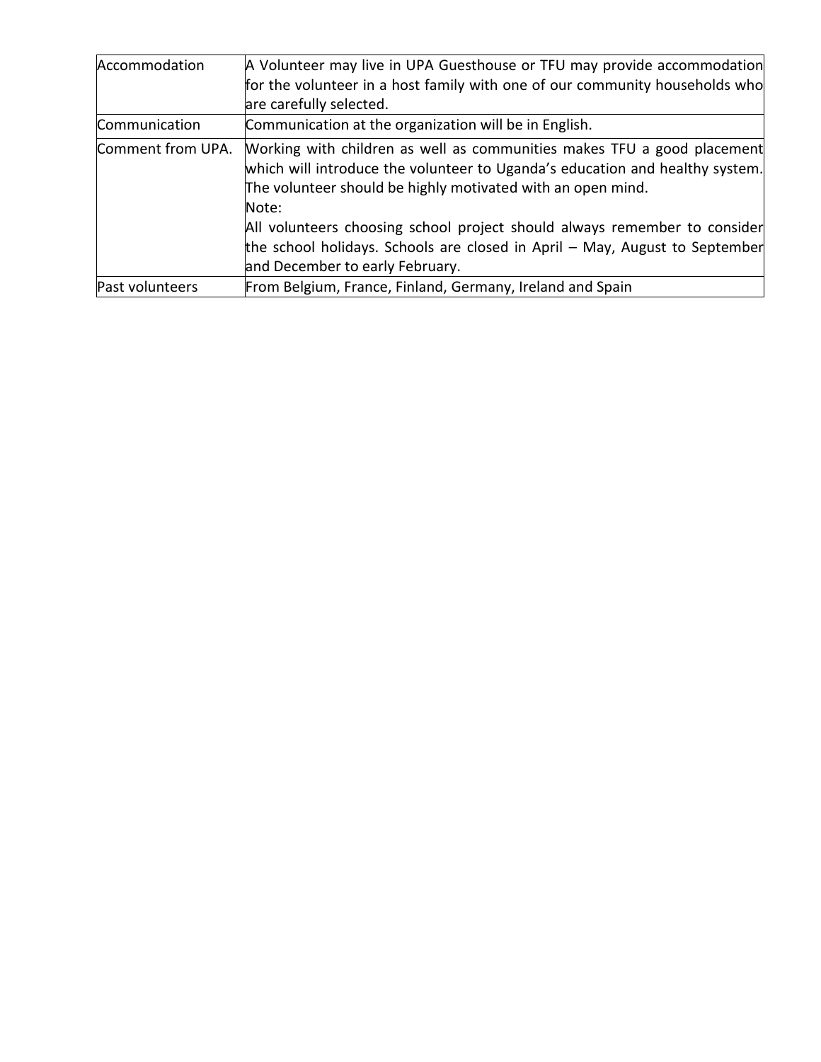| Accommodation | A Volunteer may live in UPA Guesthouse or TFU may provide accommodation for the volunteer in a host family with one of our community households who are carefully selected. |
|---|---|
| Communication | Communication at the organization will be in English. |
| Comment from UPA. | Working with children as well as communities makes TFU a good placement which will introduce the volunteer to Uganda's education and healthy system. The volunteer should be highly motivated with an open mind.<br>Note:<br>All volunteers choosing school project should always remember to consider the school holidays. Schools are closed in April – May, August to September and December to early February. |
| Past volunteers | From Belgium, France, Finland, Germany, Ireland and Spain |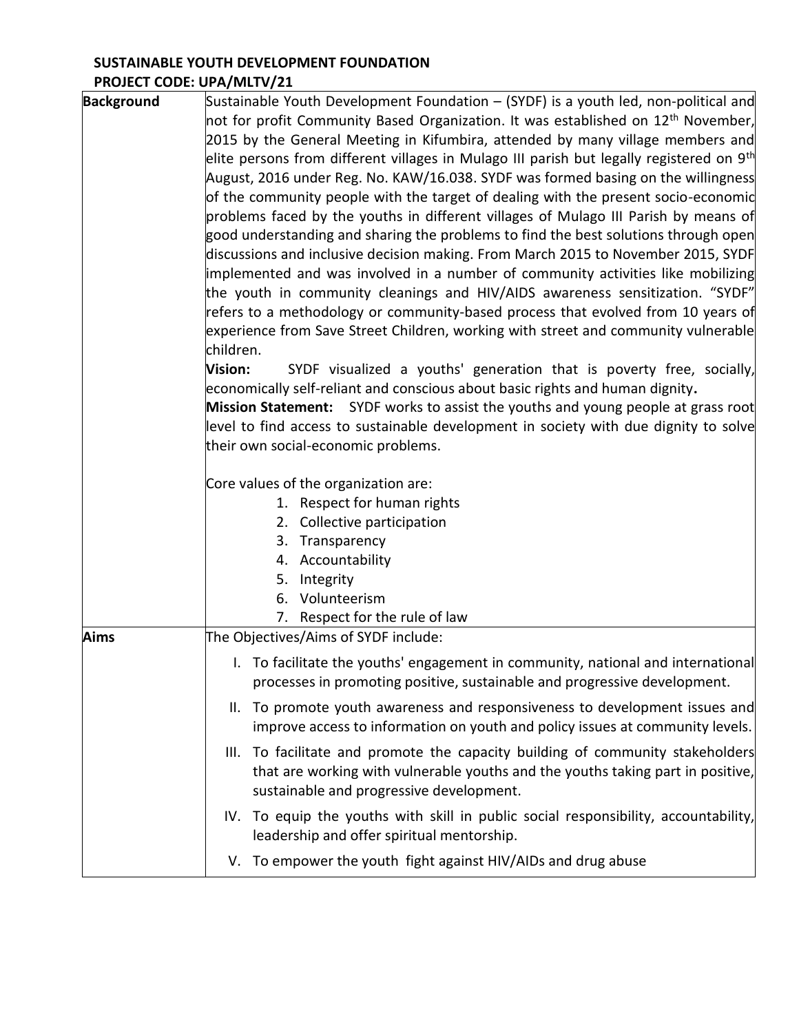**SUSTAINABLE YOUTH DEVELOPMENT FOUNDATION**
**PROJECT CODE: UPA/MLTV/21**

| | |
|---|---|
| **Background** | Sustainable Youth Development Foundation – (SYDF) is a youth led, non-political and not for profit Community Based Organization. It was established on 12th November, 2015 by the General Meeting in Kifumbira, attended by many village members and elite persons from different villages in Mulago III parish but legally registered on 9th August, 2016 under Reg. No. KAW/16.038. SYDF was formed basing on the willingness of the community people with the target of dealing with the present socio-economic problems faced by the youths in different villages of Mulago III Parish by means of good understanding and sharing the problems to find the best solutions through open discussions and inclusive decision making. From March 2015 to November 2015, SYDF implemented and was involved in a number of community activities like mobilizing the youth in community cleanings and HIV/AIDS awareness sensitization. "SYDF" refers to a methodology or community-based process that evolved from 10 years of experience from Save Street Children, working with street and community vulnerable children.<br>**Vision:** SYDF visualized a youths' generation that is poverty free, socially, economically self-reliant and conscious about basic rights and human dignity**.**<br>**Mission Statement:** SYDF works to assist the youths and young people at grass root level to find access to sustainable development in society with due dignity to solve their own social-economic problems.<br><br>Core values of the organization are:<br>1. Respect for human rights<br>2. Collective participation<br>3. Transparency<br>4. Accountability<br>5. Integrity<br>6. Volunteerism<br>7. Respect for the rule of law |
| **Aims** | The Objectives/Aims of SYDF include:<br>I. To facilitate the youths' engagement in community, national and international processes in promoting positive, sustainable and progressive development.<br>II. To promote youth awareness and responsiveness to development issues and improve access to information on youth and policy issues at community levels.<br>III. To facilitate and promote the capacity building of community stakeholders that are working with vulnerable youths and the youths taking part in positive, sustainable and progressive development.<br>IV. To equip the youths with skill in public social responsibility, accountability, leadership and offer spiritual mentorship.<br>V. To empower the youth fight against HIV/AIDs and drug abuse |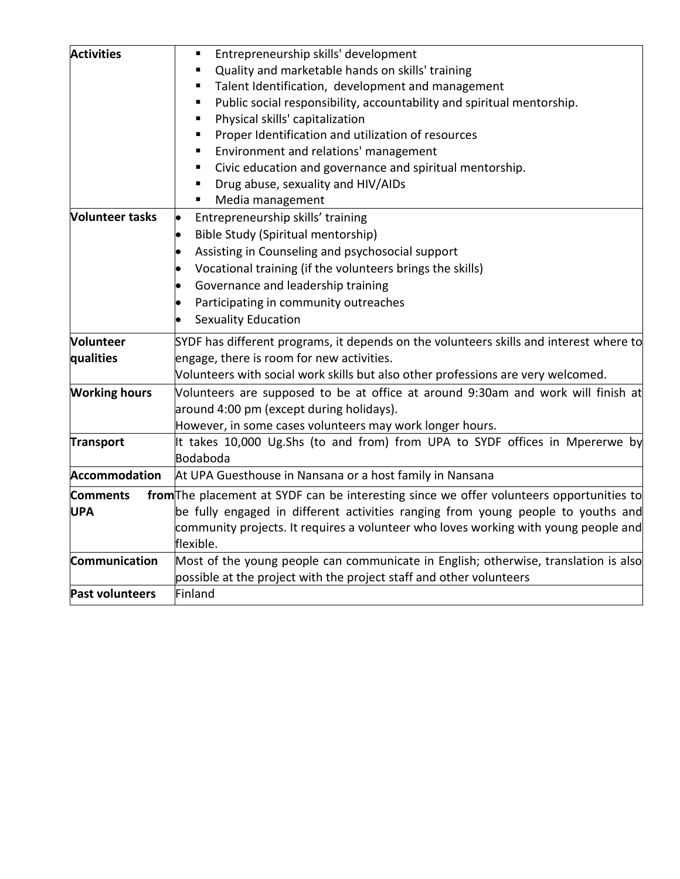| | |
|---|---|
| **Activities** | ▪ Entrepreneurship skills' development<br>▪ Quality and marketable hands on skills' training<br>▪ Talent Identification, development and management<br>▪ Public social responsibility, accountability and spiritual mentorship.<br>▪ Physical skills' capitalization<br>▪ Proper Identification and utilization of resources<br>▪ Environment and relations' management<br>▪ Civic education and governance and spiritual mentorship.<br>▪ Drug abuse, sexuality and HIV/AIDs<br>▪ Media management |
| **Volunteer tasks** | • Entrepreneurship skills' training<br>• Bible Study (Spiritual mentorship)<br>• Assisting in Counseling and psychosocial support<br>• Vocational training (if the volunteers brings the skills)<br>• Governance and leadership training<br>• Participating in community outreaches<br>• Sexuality Education |
| **Volunteer qualities** | SYDF has different programs, it depends on the volunteers skills and interest where to engage, there is room for new activities.<br>Volunteers with social work skills but also other professions are very welcomed. |
| **Working hours** | Volunteers are supposed to be at office at around 9:30am and work will finish at around 4:00 pm (except during holidays).<br>However, in some cases volunteers may work longer hours. |
| **Transport** | It takes 10,000 Ug.Shs (to and from) from UPA to SYDF offices in Mpererwe by Bodaboda |
| **Accommodation** | At UPA Guesthouse in Nansana or a host family in Nansana |
| **Comments from UPA** | The placement at SYDF can be interesting since we offer volunteers opportunities to be fully engaged in different activities ranging from young people to youths and community projects. It requires a volunteer who loves working with young people and flexible. |
| **Communication** | Most of the young people can communicate in English; otherwise, translation is also possible at the project with the project staff and other volunteers |
| **Past volunteers** | Finland |